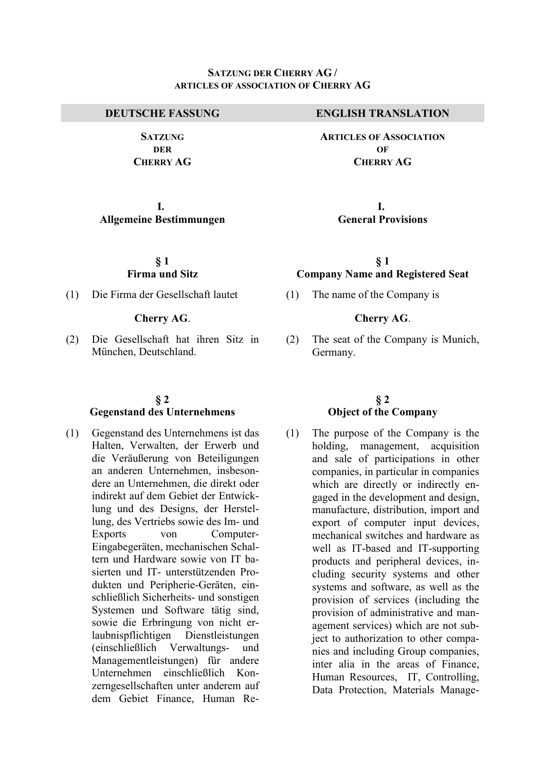**SATZUNG DER CHERRY AG /**
**ARTICLES OF ASSOCIATION OF CHERRY AG**

| DEUTSCHE FASSUNG | ENGLISH TRANSLATION |
|---|---|
| **SATZUNG DER CHERRY AG** | **ARTICLES OF ASSOCIATION OF CHERRY AG** |
| **I. Allgemeine Bestimmungen** | **I. General Provisions** |
| **§ 1 Firma und Sitz** | **§ 1 Company Name and Registered Seat** |
| (1) Die Firma der Gesellschaft lautet **Cherry AG**. | (1) The name of the Company is **Cherry AG**. |
| (2) Die Gesellschaft hat ihren Sitz in München, Deutschland. | (2) The seat of the Company is Munich, Germany. |
| **§ 2 Gegenstand des Unternehmens** | **§ 2 Object of the Company** |
| (1) Gegenstand des Unternehmens ist das Halten, Verwalten, der Erwerb und die Veräußerung von Beteiligungen an anderen Unternehmen, insbesondere an Unternehmen, die direkt oder indirekt auf dem Gebiet der Entwicklung und des Designs, der Herstellung, des Vertriebs sowie des Im- und Exports von Computer-Eingabegeräten, mechanischen Schaltern und Hardware sowie von IT basierten und IT- unterstützenden Produkten und Peripherie-Geräten, einschließlich Sicherheits- und sonstigen Systemen und Software tätig sind, sowie die Erbringung von nicht erlaubnispflichtigen Dienstleistungen (einschließlich Verwaltungs- und Managementleistungen) für andere Unternehmen einschließlich Konzerngesellschaften unter anderem auf dem Gebiet Finance, Human Re- | (1) The purpose of the Company is the holding, management, acquisition and sale of participations in other companies, in particular in companies which are directly or indirectly engaged in the development and design, manufacture, distribution, import and export of computer input devices, mechanical switches and hardware as well as IT-based and IT-supporting products and peripheral devices, including security systems and other systems and software, as well as the provision of services (including the provision of administrative and management services) which are not subject to authorization to other companies and including Group companies, inter alia in the areas of Finance, Human Resources, IT, Controlling, Data Protection, Materials Manage- |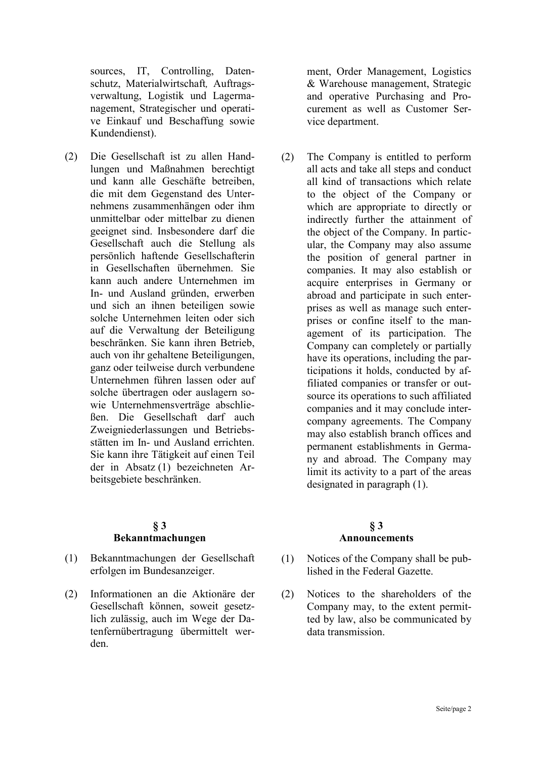sources, IT, Controlling, Datenschutz, Materialwirtschaft, Auftragsverwaltung, Logistik und Lagermanagement, Strategischer und operative Einkauf und Beschaffung sowie Kundendienst).

ment, Order Management, Logistics & Warehouse management, Strategic and operative Purchasing and Procurement as well as Customer Service department.

(2) Die Gesellschaft ist zu allen Handlungen und Maßnahmen berechtigt und kann alle Geschäfte betreiben, die mit dem Gegenstand des Unternehmens zusammenhängen oder ihm unmittelbar oder mittelbar zu dienen geeignet sind. Insbesondere darf die Gesellschaft auch die Stellung als persönlich haftende Gesellschafterin in Gesellschaften übernehmen. Sie kann auch andere Unternehmen im In- und Ausland gründen, erwerben und sich an ihnen beteiligen sowie solche Unternehmen leiten oder sich auf die Verwaltung der Beteiligung beschränken. Sie kann ihren Betrieb, auch von ihr gehaltene Beteiligungen, ganz oder teilweise durch verbundene Unternehmen führen lassen oder auf solche übertragen oder auslagern sowie Unternehmensverträge abschließen. Die Gesellschaft darf auch Zweigniederlassungen und Betriebsstätten im In- und Ausland errichten. Sie kann ihre Tätigkeit auf einen Teil der in Absatz (1) bezeichneten Arbeitsgebiete beschränken.

(2) The Company is entitled to perform all acts and take all steps and conduct all kind of transactions which relate to the object of the Company or which are appropriate to directly or indirectly further the attainment of the object of the Company. In particular, the Company may also assume the position of general partner in companies. It may also establish or acquire enterprises in Germany or abroad and participate in such enterprises as well as manage such enterprises or confine itself to the management of its participation. The Company can completely or partially have its operations, including the participations it holds, conducted by affiliated companies or transfer or outsource its operations to such affiliated companies and it may conclude intercompany agreements. The Company may also establish branch offices and permanent establishments in Germany and abroad. The Company may limit its activity to a part of the areas designated in paragraph (1).

## § 3 Bekanntmachungen

## § 3 Announcements

(1) Bekanntmachungen der Gesellschaft erfolgen im Bundesanzeiger.

(1) Notices of the Company shall be published in the Federal Gazette.

(2) Informationen an die Aktionäre der Gesellschaft können, soweit gesetzlich zulässig, auch im Wege der Datenfernübertragung übermittelt werden.

(2) Notices to the shareholders of the Company may, to the extent permitted by law, also be communicated by data transmission.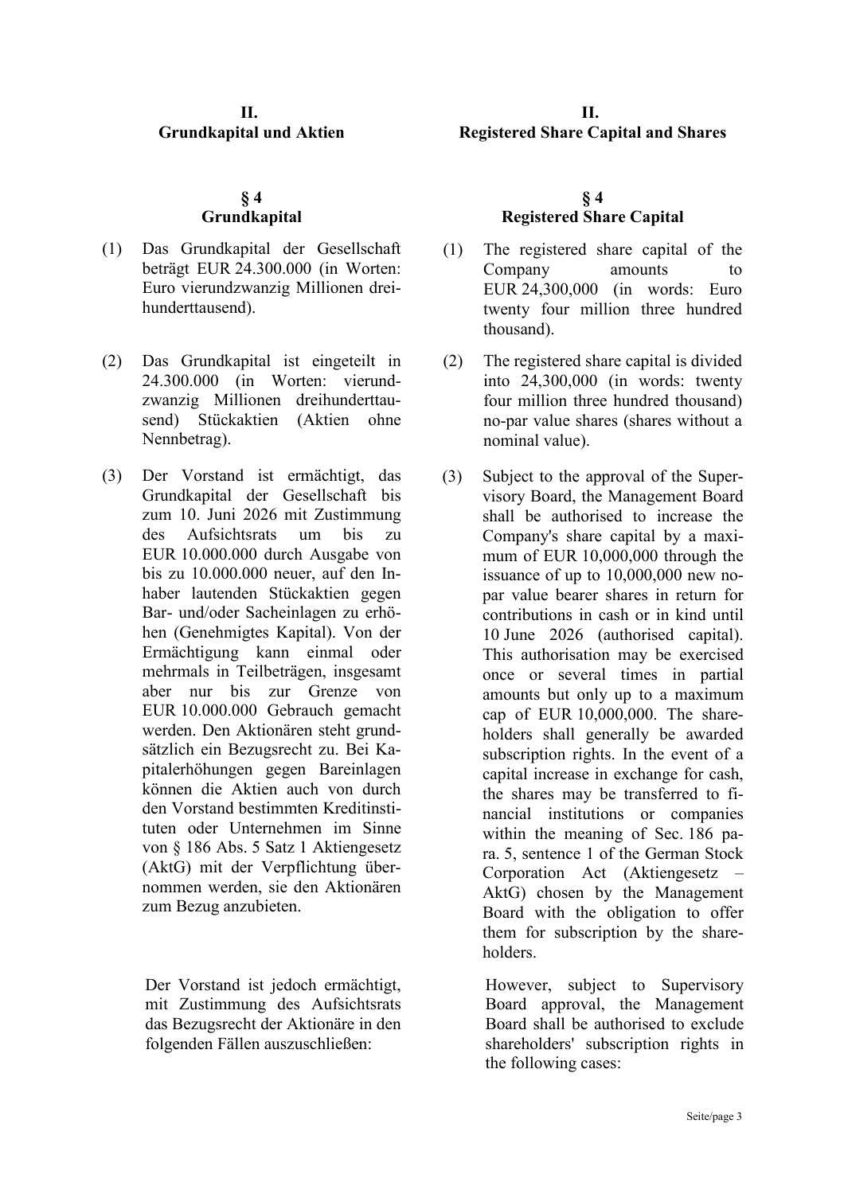## II.
## Grundkapital und Aktien

### § 4
### Grundkapital

(1) Das Grundkapital der Gesellschaft beträgt EUR 24.300.000 (in Worten: Euro vierundzwanzig Millionen dreihunderttausend).

(2) Das Grundkapital ist eingeteilt in 24.300.000 (in Worten: vierundzwanzig Millionen dreihunderttausend) Stückaktien (Aktien ohne Nennbetrag).

(3) Der Vorstand ist ermächtigt, das Grundkapital der Gesellschaft bis zum 10. Juni 2026 mit Zustimmung des Aufsichtsrats um bis zu EUR 10.000.000 durch Ausgabe von bis zu 10.000.000 neuer, auf den Inhaber lautenden Stückaktien gegen Bar- und/oder Sacheinlagen zu erhöhen (Genehmigtes Kapital). Von der Ermächtigung kann einmal oder mehrmals in Teilbeträgen, insgesamt aber nur bis zur Grenze von EUR 10.000.000 Gebrauch gemacht werden. Den Aktionären steht grundsätzlich ein Bezugsrecht zu. Bei Kapitalerhöhungen gegen Bareinlagen können die Aktien auch von durch den Vorstand bestimmten Kreditinstituten oder Unternehmen im Sinne von § 186 Abs. 5 Satz 1 Aktiengesetz (AktG) mit der Verpflichtung übernommen werden, sie den Aktionären zum Bezug anzubieten.

Der Vorstand ist jedoch ermächtigt, mit Zustimmung des Aufsichtsrats das Bezugsrecht der Aktionäre in den folgenden Fällen auszuschließen:

## II.
## Registered Share Capital and Shares

### § 4
### Registered Share Capital

(1) The registered share capital of the Company amounts to EUR 24,300,000 (in words: Euro twenty four million three hundred thousand).

(2) The registered share capital is divided into 24,300,000 (in words: twenty four million three hundred thousand) no-par value shares (shares without a nominal value).

(3) Subject to the approval of the Supervisory Board, the Management Board shall be authorised to increase the Company's share capital by a maximum of EUR 10,000,000 through the issuance of up to 10,000,000 new no-par value bearer shares in return for contributions in cash or in kind until 10 June 2026 (authorised capital). This authorisation may be exercised once or several times in partial amounts but only up to a maximum cap of EUR 10,000,000. The shareholders shall generally be awarded subscription rights. In the event of a capital increase in exchange for cash, the shares may be transferred to financial institutions or companies within the meaning of Sec. 186 para. 5, sentence 1 of the German Stock Corporation Act (Aktiengesetz – AktG) chosen by the Management Board with the obligation to offer them for subscription by the shareholders.

However, subject to Supervisory Board approval, the Management Board shall be authorised to exclude shareholders' subscription rights in the following cases: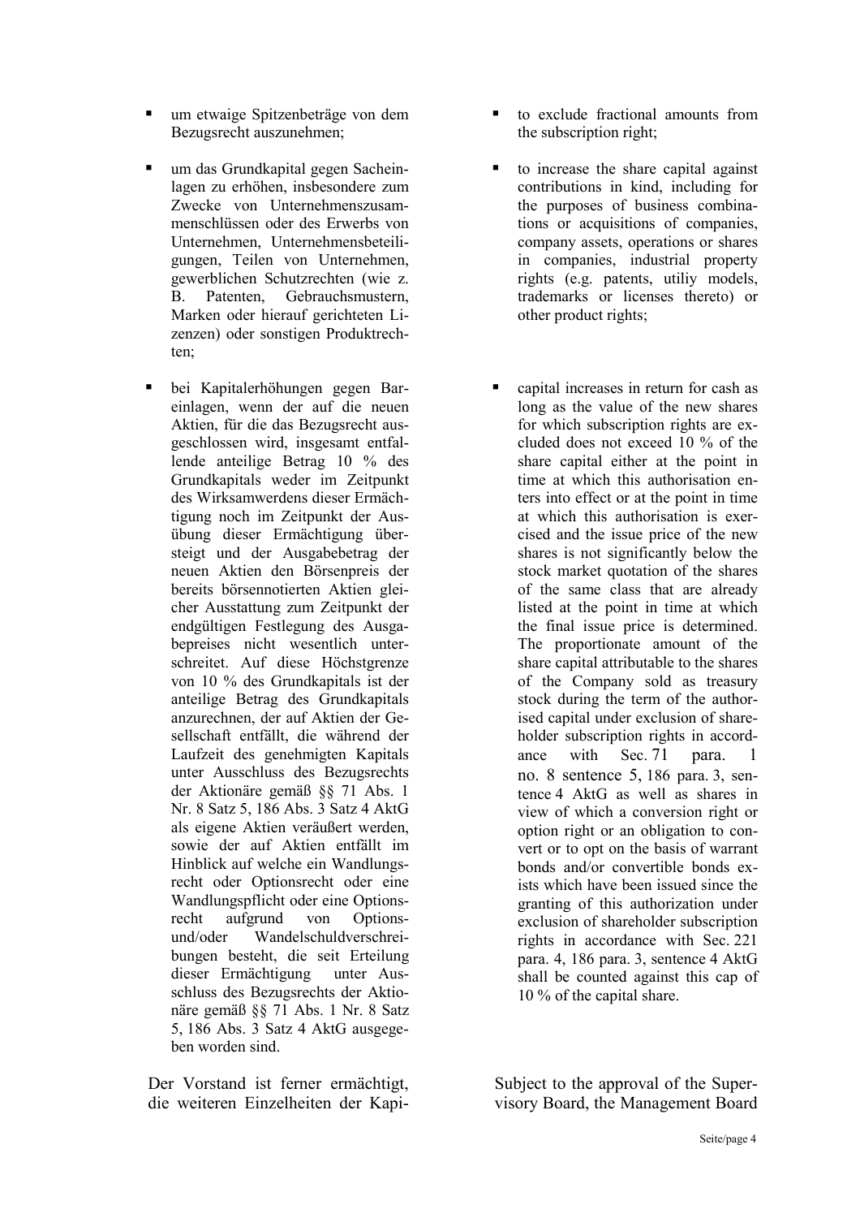- um etwaige Spitzenbeträge von dem Bezugsrecht auszunehmen;

- um das Grundkapital gegen Sacheinlagen zu erhöhen, insbesondere zum Zwecke von Unternehmenszusammenschlüssen oder des Erwerbs von Unternehmen, Unternehmensbeteiligungen, Teilen von Unternehmen, gewerblichen Schutzrechten (wie z. B. Patenten, Gebrauchsmustern, Marken oder hierauf gerichteten Lizenzen) oder sonstigen Produktrechten;

- bei Kapitalerhöhungen gegen Bareinlagen, wenn der auf die neuen Aktien, für die das Bezugsrecht ausgeschlossen wird, insgesamt entfallende anteilige Betrag 10 % des Grundkapitals weder im Zeitpunkt des Wirksamwerdens dieser Ermächtigung noch im Zeitpunkt der Ausübung dieser Ermächtigung übersteigt und der Ausgabebetrag der neuen Aktien den Börsenpreis der bereits börsennotierten Aktien gleicher Ausstattung zum Zeitpunkt der endgültigen Festlegung des Ausgabepreises nicht wesentlich unterschreitet. Auf diese Höchstgrenze von 10 % des Grundkapitals ist der anteilige Betrag des Grundkapitals anzurechnen, der auf Aktien der Gesellschaft entfällt, die während der Laufzeit des genehmigten Kapitals unter Ausschluss des Bezugsrechts der Aktionäre gemäß §§ 71 Abs. 1 Nr. 8 Satz 5, 186 Abs. 3 Satz 4 AktG als eigene Aktien veräußert werden, sowie der auf Aktien entfällt im Hinblick auf welche ein Wandlungsrecht oder Optionsrecht oder eine Wandlungspflicht oder eine Optionsrecht aufgrund von Options- und/oder Wandelschuldverschreibungen besteht, die seit Erteilung dieser Ermächtigung unter Ausschluss des Bezugsrechts der Aktionäre gemäß §§ 71 Abs. 1 Nr. 8 Satz 5, 186 Abs. 3 Satz 4 AktG ausgegeben worden sind.

Der Vorstand ist ferner ermächtigt, die weiteren Einzelheiten der Kapi-

- to exclude fractional amounts from the subscription right;

- to increase the share capital against contributions in kind, including for the purposes of business combinations or acquisitions of companies, company assets, operations or shares in companies, industrial property rights (e.g. patents, utiliy models, trademarks or licenses thereto) or other product rights;

- capital increases in return for cash as long as the value of the new shares for which subscription rights are excluded does not exceed 10 % of the share capital either at the point in time at which this authorisation enters into effect or at the point in time at which this authorisation is exercised and the issue price of the new shares is not significantly below the stock market quotation of the shares of the same class that are already listed at the point in time at which the final issue price is determined. The proportionate amount of the share capital attributable to the shares of the Company sold as treasury stock during the term of the authorised capital under exclusion of shareholder subscription rights in accordance with Sec. 71 para. 1 no. 8 sentence 5, 186 para. 3, sentence 4 AktG as well as shares in view of which a conversion right or option right or an obligation to convert or to opt on the basis of warrant bonds and/or convertible bonds exists which have been issued since the granting of this authorization under exclusion of shareholder subscription rights in accordance with Sec. 221 para. 4, 186 para. 3, sentence 4 AktG shall be counted against this cap of 10 % of the capital share.

Subject to the approval of the Supervisory Board, the Management Board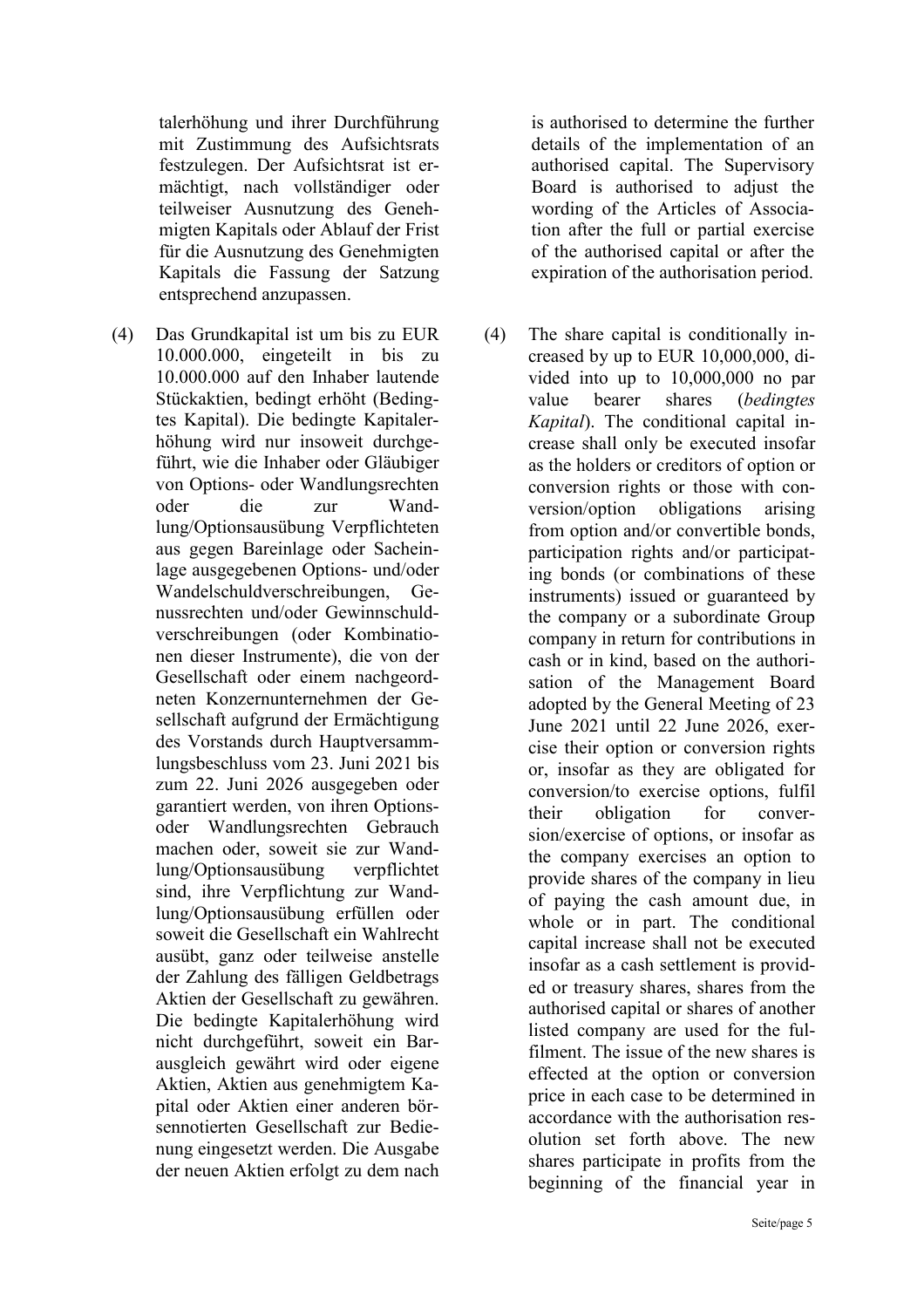talerhöhung und ihrer Durchführung mit Zustimmung des Aufsichtsrats festzulegen. Der Aufsichtsrat ist ermächtigt, nach vollständiger oder teilweiser Ausnutzung des Genehmigten Kapitals oder Ablauf der Frist für die Ausnutzung des Genehmigten Kapitals die Fassung der Satzung entsprechend anzupassen.

(4) Das Grundkapital ist um bis zu EUR 10.000.000, eingeteilt in bis zu 10.000.000 auf den Inhaber lautende Stückaktien, bedingt erhöht (Bedingtes Kapital). Die bedingte Kapitalerhöhung wird nur insoweit durchgeführt, wie die Inhaber oder Gläubiger von Options- oder Wandlungsrechten oder die zur Wandlung/Optionsausübung Verpflichteten aus gegen Bareinlage oder Sacheinlage ausgegebenen Options- und/oder Wandelschuldverschreibungen, Genussrechten und/oder Gewinnschuldverschreibungen (oder Kombinationen dieser Instrumente), die von der Gesellschaft oder einem nachgeordneten Konzernunternehmen der Gesellschaft aufgrund der Ermächtigung des Vorstands durch Hauptversammlungsbeschluss vom 23. Juni 2021 bis zum 22. Juni 2026 ausgegeben oder garantiert werden, von ihren Options- oder Wandlungsrechten Gebrauch machen oder, soweit sie zur Wandlung/Optionsausübung verpflichtet sind, ihre Verpflichtung zur Wandlung/Optionsausübung erfüllen oder soweit die Gesellschaft ein Wahlrecht ausübt, ganz oder teilweise anstelle der Zahlung des fälligen Geldbetrags Aktien der Gesellschaft zu gewähren. Die bedingte Kapitalerhöhung wird nicht durchgeführt, soweit ein Barausgleich gewährt wird oder eigene Aktien, Aktien aus genehmigtem Kapital oder Aktien einer anderen börsennotierten Gesellschaft zur Bedienung eingesetzt werden. Die Ausgabe der neuen Aktien erfolgt zu dem nach

is authorised to determine the further details of the implementation of an authorised capital. The Supervisory Board is authorised to adjust the wording of the Articles of Association after the full or partial exercise of the authorised capital or after the expiration of the authorisation period.

(4) The share capital is conditionally increased by up to EUR 10,000,000, divided into up to 10,000,000 no par value bearer shares (*bedingtes Kapital*). The conditional capital increase shall only be executed insofar as the holders or creditors of option or conversion rights or those with conversion/option obligations arising from option and/or convertible bonds, participation rights and/or participating bonds (or combinations of these instruments) issued or guaranteed by the company or a subordinate Group company in return for contributions in cash or in kind, based on the authorisation of the Management Board adopted by the General Meeting of 23 June 2021 until 22 June 2026, exercise their option or conversion rights or, insofar as they are obligated for conversion/to exercise options, fulfil their obligation for conversion/exercise of options, or insofar as the company exercises an option to provide shares of the company in lieu of paying the cash amount due, in whole or in part. The conditional capital increase shall not be executed insofar as a cash settlement is provided or treasury shares, shares from the authorised capital or shares of another listed company are used for the fulfilment. The issue of the new shares is effected at the option or conversion price in each case to be determined in accordance with the authorisation resolution set forth above. The new shares participate in profits from the beginning of the financial year in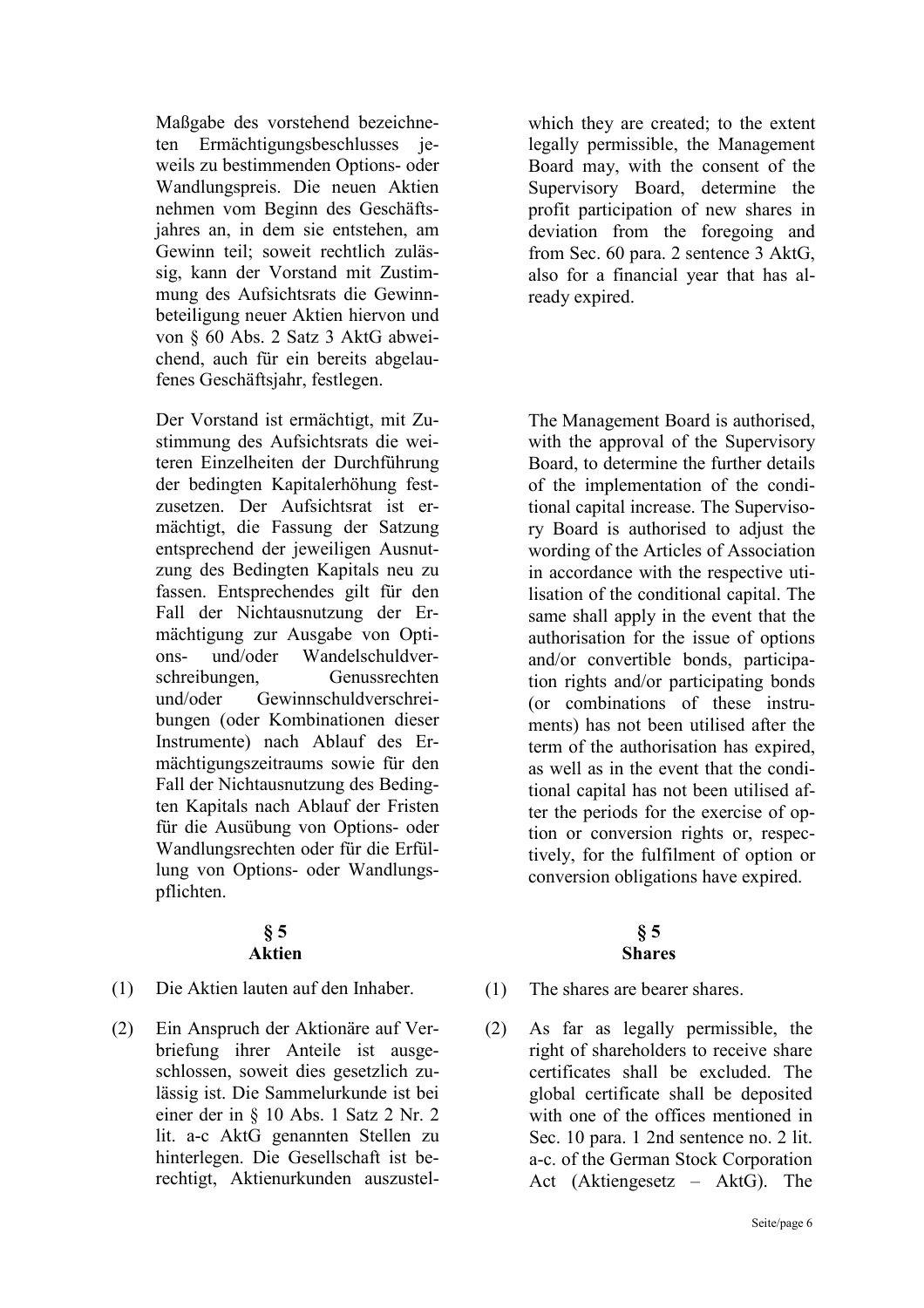Maßgabe des vorstehend bezeichneten Ermächtigungsbeschlusses jeweils zu bestimmenden Options- oder Wandlungspreis. Die neuen Aktien nehmen vom Beginn des Geschäftsjahres an, in dem sie entstehen, am Gewinn teil; soweit rechtlich zulässig, kann der Vorstand mit Zustimmung des Aufsichtsrats die Gewinnbeteiligung neuer Aktien hiervon und von § 60 Abs. 2 Satz 3 AktG abweichend, auch für ein bereits abgelaufenes Geschäftsjahr, festlegen.

which they are created; to the extent legally permissible, the Management Board may, with the consent of the Supervisory Board, determine the profit participation of new shares in deviation from the foregoing and from Sec. 60 para. 2 sentence 3 AktG, also for a financial year that has already expired.

Der Vorstand ist ermächtigt, mit Zustimmung des Aufsichtsrats die weiteren Einzelheiten der Durchführung der bedingten Kapitalerhöhung festzusetzen. Der Aufsichtsrat ist ermächtigt, die Fassung der Satzung entsprechend der jeweiligen Ausnutzung des Bedingten Kapitals neu zu fassen. Entsprechendes gilt für den Fall der Nichtausnutzung der Ermächtigung zur Ausgabe von Options- und/oder Wandelschuldverschreibungen, Genussrechten und/oder Gewinnschuldverschreibungen (oder Kombinationen dieser Instrumente) nach Ablauf des Ermächtigungszeitraums sowie für den Fall der Nichtausnutzung des Bedingten Kapitals nach Ablauf der Fristen für die Ausübung von Options- oder Wandlungsrechten oder für die Erfüllung von Options- oder Wandlungspflichten.

The Management Board is authorised, with the approval of the Supervisory Board, to determine the further details of the implementation of the conditional capital increase. The Supervisory Board is authorised to adjust the wording of the Articles of Association in accordance with the respective utilisation of the conditional capital. The same shall apply in the event that the authorisation for the issue of options and/or convertible bonds, participation rights and/or participating bonds (or combinations of these instruments) has not been utilised after the term of the authorisation has expired, as well as in the event that the conditional capital has not been utilised after the periods for the exercise of option or conversion rights or, respectively, for the fulfilment of option or conversion obligations have expired.

## § 5 Aktien

(1) Die Aktien lauten auf den Inhaber.

(2) Ein Anspruch der Aktionäre auf Verbriefung ihrer Anteile ist ausgeschlossen, soweit dies gesetzlich zulässig ist. Die Sammelurkunde ist bei einer der in § 10 Abs. 1 Satz 2 Nr. 2 lit. a-c AktG genannten Stellen zu hinterlegen. Die Gesellschaft ist berechtigt, Aktienurkunden auszustel-

## § 5 Shares

(1) The shares are bearer shares.

(2) As far as legally permissible, the right of shareholders to receive share certificates shall be excluded. The global certificate shall be deposited with one of the offices mentioned in Sec. 10 para. 1 2nd sentence no. 2 lit. a-c. of the German Stock Corporation Act (Aktiengesetz – AktG). The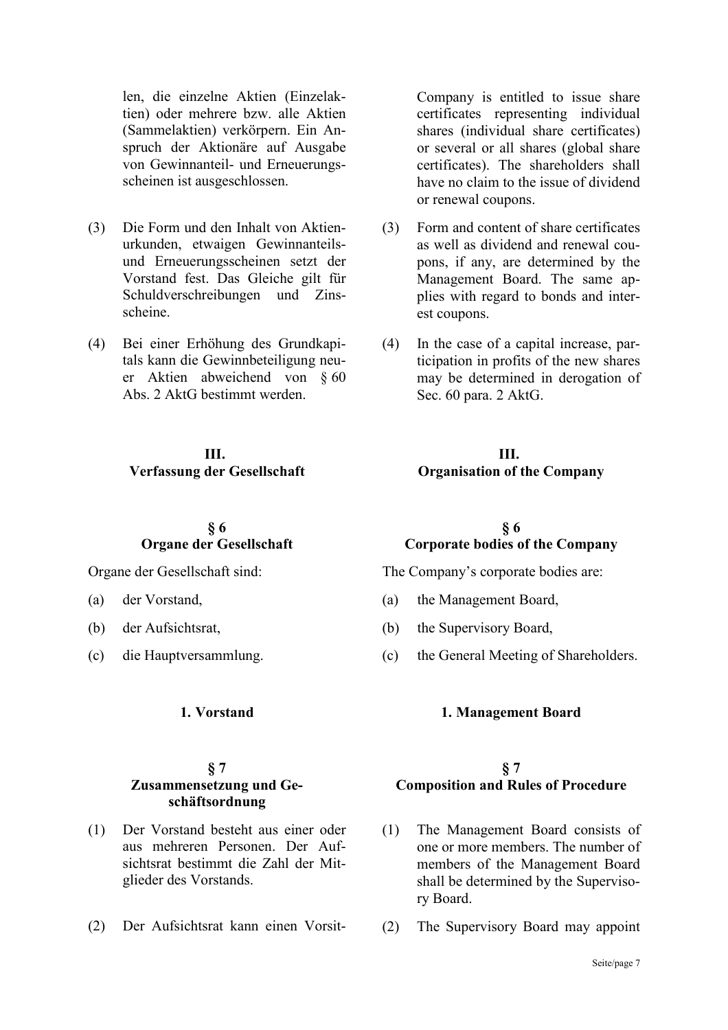len, die einzelne Aktien (Einzelaktien) oder mehrere bzw. alle Aktien (Sammelaktien) verkörpern. Ein Anspruch der Aktionäre auf Ausgabe von Gewinnanteil- und Erneuerungsscheinen ist ausgeschlossen.

Company is entitled to issue share certificates representing individual shares (individual share certificates) or several or all shares (global share certificates). The shareholders shall have no claim to the issue of dividend or renewal coupons.

(3) Die Form und den Inhalt von Aktienurkunden, etwaigen Gewinnanteils- und Erneuerungsscheinen setzt der Vorstand fest. Das Gleiche gilt für Schuldverschreibungen und Zinsscheine.

(3) Form and content of share certificates as well as dividend and renewal coupons, if any, are determined by the Management Board. The same applies with regard to bonds and interest coupons.

(4) Bei einer Erhöhung des Grundkapitals kann die Gewinnbeteiligung neuer Aktien abweichend von § 60 Abs. 2 AktG bestimmt werden.

(4) In the case of a capital increase, participation in profits of the new shares may be determined in derogation of Sec. 60 para. 2 AktG.

## III. Verfassung der Gesellschaft

## III. Organisation of the Company

### § 6 Organe der Gesellschaft

### § 6 Corporate bodies of the Company

Organe der Gesellschaft sind:

(a) der Vorstand,

(b) der Aufsichtsrat,

(c) die Hauptversammlung.

The Company's corporate bodies are:

(a) the Management Board,

(b) the Supervisory Board,

(c) the General Meeting of Shareholders.

### 1. Vorstand

### 1. Management Board

### § 7 Zusammensetzung und Geschäftsordnung

### § 7 Composition and Rules of Procedure

(1) Der Vorstand besteht aus einer oder aus mehreren Personen. Der Aufsichtsrat bestimmt die Zahl der Mitglieder des Vorstands.

(1) The Management Board consists of one or more members. The number of members of the Management Board shall be determined by the Supervisory Board.

(2) Der Aufsichtsrat kann einen Vorsit-

(2) The Supervisory Board may appoint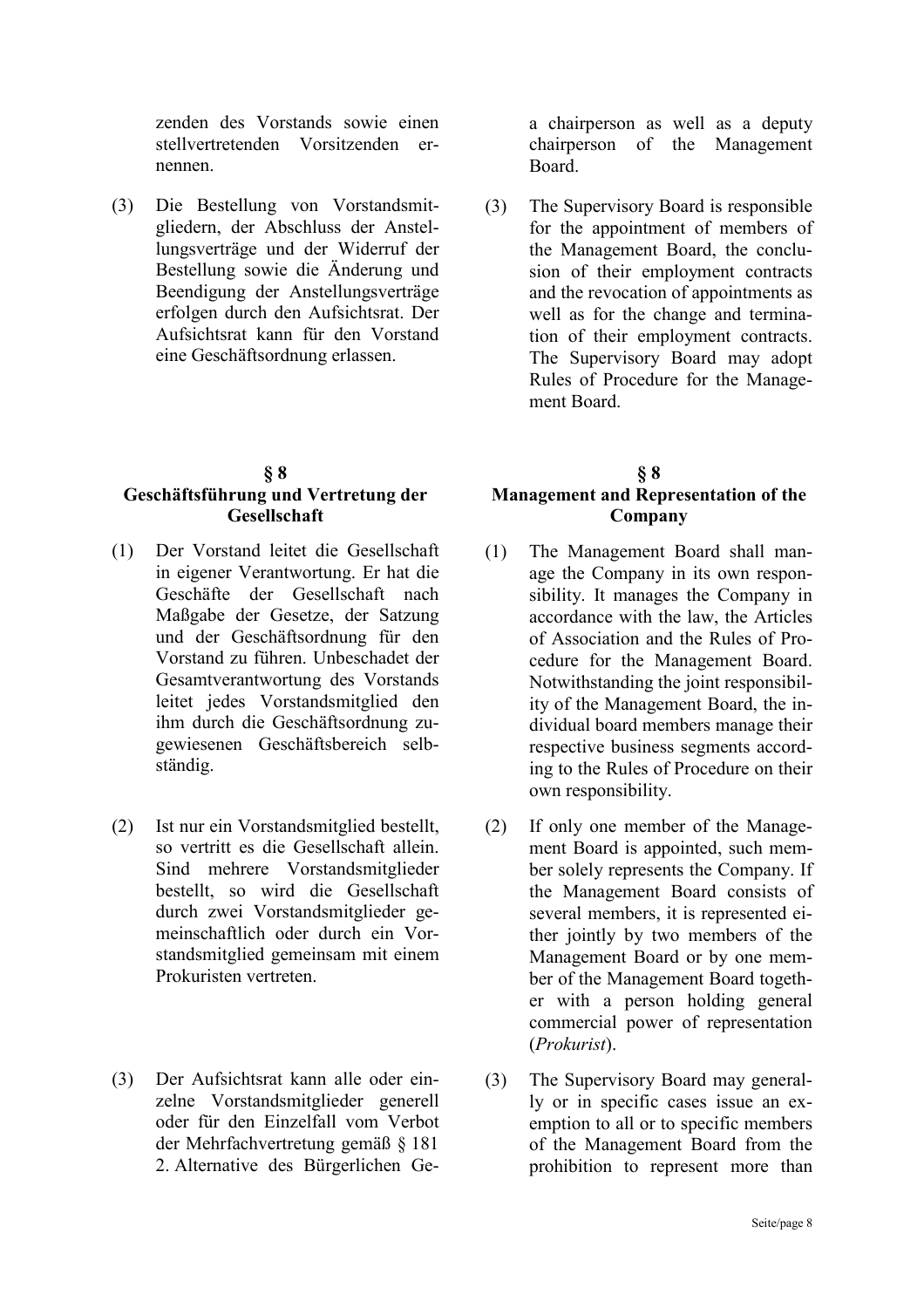zenden des Vorstands sowie einen stellvertretenden Vorsitzenden ernennen.

a chairperson as well as a deputy chairperson of the Management Board.

(3) Die Bestellung von Vorstandsmitgliedern, der Abschluss der Anstellungsverträge und der Widerruf der Bestellung sowie die Änderung und Beendigung der Anstellungsverträge erfolgen durch den Aufsichtsrat. Der Aufsichtsrat kann für den Vorstand eine Geschäftsordnung erlassen.

(3) The Supervisory Board is responsible for the appointment of members of the Management Board, the conclusion of their employment contracts and the revocation of appointments as well as for the change and termination of their employment contracts. The Supervisory Board may adopt Rules of Procedure for the Management Board.

## § 8 Geschäftsführung und Vertretung der Gesellschaft

## § 8 Management and Representation of the Company

(1) Der Vorstand leitet die Gesellschaft in eigener Verantwortung. Er hat die Geschäfte der Gesellschaft nach Maßgabe der Gesetze, der Satzung und der Geschäftsordnung für den Vorstand zu führen. Unbeschadet der Gesamtverantwortung des Vorstands leitet jedes Vorstandsmitglied den ihm durch die Geschäftsordnung zugewiesenen Geschäftsbereich selbständig.

(1) The Management Board shall manage the Company in its own responsibility. It manages the Company in accordance with the law, the Articles of Association and the Rules of Procedure for the Management Board. Notwithstanding the joint responsibility of the Management Board, the individual board members manage their respective business segments according to the Rules of Procedure on their own responsibility.

(2) Ist nur ein Vorstandsmitglied bestellt, so vertritt es die Gesellschaft allein. Sind mehrere Vorstandsmitglieder bestellt, so wird die Gesellschaft durch zwei Vorstandsmitglieder gemeinschaftlich oder durch ein Vorstandsmitglied gemeinsam mit einem Prokuristen vertreten.

(2) If only one member of the Management Board is appointed, such member solely represents the Company. If the Management Board consists of several members, it is represented either jointly by two members of the Management Board or by one member of the Management Board together with a person holding general commercial power of representation (*Prokurist*).

(3) Der Aufsichtsrat kann alle oder einzelne Vorstandsmitglieder generell oder für den Einzelfall vom Verbot der Mehrfachvertretung gemäß § 181 2. Alternative des Bürgerlichen Ge-

(3) The Supervisory Board may generally or in specific cases issue an exemption to all or to specific members of the Management Board from the prohibition to represent more than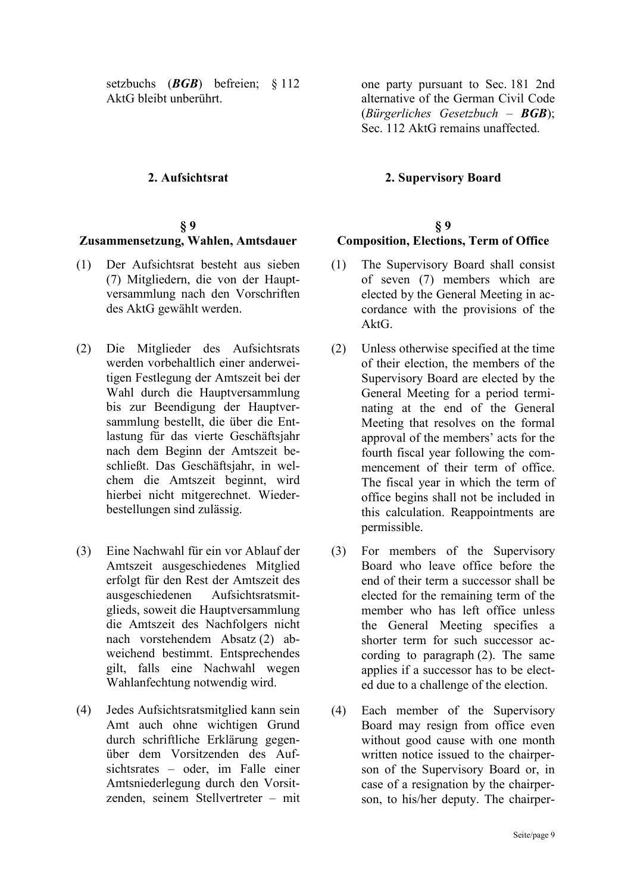setzbuchs (***BGB***) befreien; § 112 AktG bleibt unberührt.

one party pursuant to Sec. 181 2nd alternative of the German Civil Code (*Bürgerliches Gesetzbuch* – ***BGB***); Sec. 112 AktG remains unaffected.

## 2. Aufsichtsrat

## 2. Supervisory Board

### § 9 Zusammensetzung, Wahlen, Amtsdauer

(1) Der Aufsichtsrat besteht aus sieben (7) Mitgliedern, die von der Hauptversammlung nach den Vorschriften des AktG gewählt werden.

(2) Die Mitglieder des Aufsichtsrats werden vorbehaltlich einer anderweitigen Festlegung der Amtszeit bei der Wahl durch die Hauptversammlung bis zur Beendigung der Hauptversammlung bestellt, die über die Entlastung für das vierte Geschäftsjahr nach dem Beginn der Amtszeit beschließt. Das Geschäftsjahr, in welchem die Amtszeit beginnt, wird hierbei nicht mitgerechnet. Wiederbestellungen sind zulässig.

(3) Eine Nachwahl für ein vor Ablauf der Amtszeit ausgeschiedenes Mitglied erfolgt für den Rest der Amtszeit des ausgeschiedenen Aufsichtsratsmitglieds, soweit die Hauptversammlung die Amtszeit des Nachfolgers nicht nach vorstehendem Absatz (2) abweichend bestimmt. Entsprechendes gilt, falls eine Nachwahl wegen Wahlanfechtung notwendig wird.

(4) Jedes Aufsichtsratsmitglied kann sein Amt auch ohne wichtigen Grund durch schriftliche Erklärung gegenüber dem Vorsitzenden des Aufsichtsrates – oder, im Falle einer Amtsniederlegung durch den Vorsitzenden, seinem Stellvertreter – mit

### § 9 Composition, Elections, Term of Office

(1) The Supervisory Board shall consist of seven (7) members which are elected by the General Meeting in accordance with the provisions of the AktG.

(2) Unless otherwise specified at the time of their election, the members of the Supervisory Board are elected by the General Meeting for a period terminating at the end of the General Meeting that resolves on the formal approval of the members' acts for the fourth fiscal year following the commencement of their term of office. The fiscal year in which the term of office begins shall not be included in this calculation. Reappointments are permissible.

(3) For members of the Supervisory Board who leave office before the end of their term a successor shall be elected for the remaining term of the member who has left office unless the General Meeting specifies a shorter term for such successor according to paragraph (2). The same applies if a successor has to be elected due to a challenge of the election.

(4) Each member of the Supervisory Board may resign from office even without good cause with one month written notice issued to the chairperson of the Supervisory Board or, in case of a resignation by the chairperson, to his/her deputy. The chairper-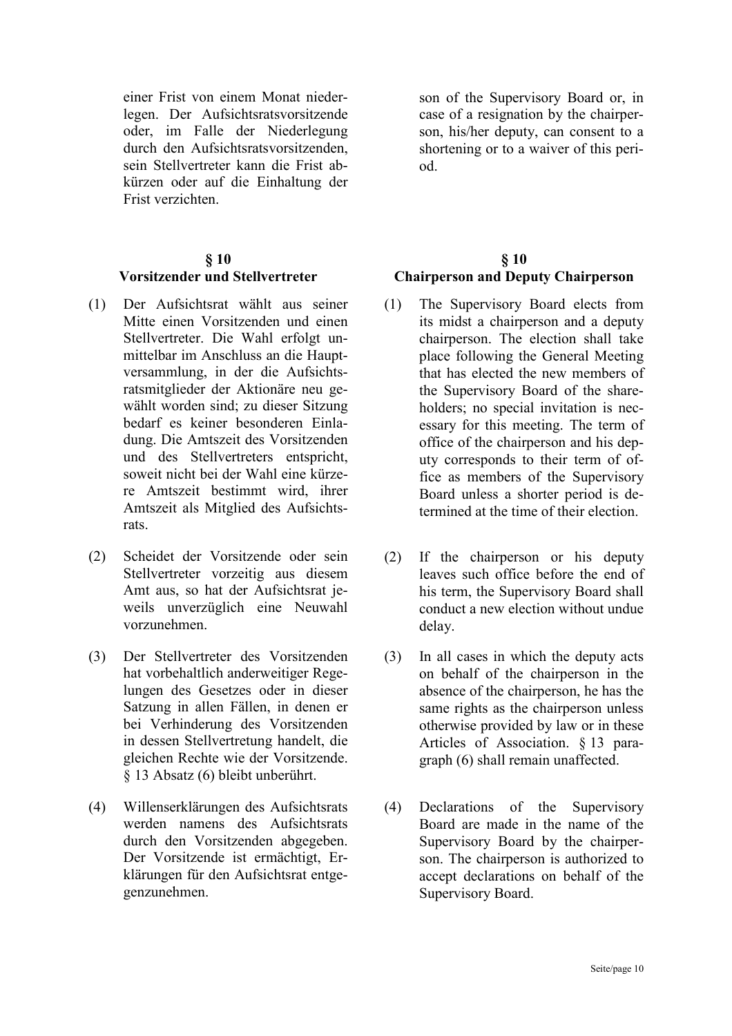einer Frist von einem Monat niederlegen. Der Aufsichtsratsvorsitzende oder, im Falle der Niederlegung durch den Aufsichtsratsvorsitzenden, sein Stellvertreter kann die Frist abkürzen oder auf die Einhaltung der Frist verzichten.

son of the Supervisory Board or, in case of a resignation by the chairperson, his/her deputy, can consent to a shortening or to a waiver of this period.

## § 10 Vorsitzender und Stellvertreter

(1) Der Aufsichtsrat wählt aus seiner Mitte einen Vorsitzenden und einen Stellvertreter. Die Wahl erfolgt unmittelbar im Anschluss an die Hauptversammlung, in der die Aufsichtsratsmitglieder der Aktionäre neu gewählt worden sind; zu dieser Sitzung bedarf es keiner besonderen Einladung. Die Amtszeit des Vorsitzenden und des Stellvertreters entspricht, soweit nicht bei der Wahl eine kürzere Amtszeit bestimmt wird, ihrer Amtszeit als Mitglied des Aufsichtsrats.

(2) Scheidet der Vorsitzende oder sein Stellvertreter vorzeitig aus diesem Amt aus, so hat der Aufsichtsrat jeweils unverzüglich eine Neuwahl vorzunehmen.

(3) Der Stellvertreter des Vorsitzenden hat vorbehaltlich anderweitiger Regelungen des Gesetzes oder in dieser Satzung in allen Fällen, in denen er bei Verhinderung des Vorsitzenden in dessen Stellvertretung handelt, die gleichen Rechte wie der Vorsitzende. § 13 Absatz (6) bleibt unberührt.

(4) Willenserklärungen des Aufsichtsrats werden namens des Aufsichtsrats durch den Vorsitzenden abgegeben. Der Vorsitzende ist ermächtigt, Erklärungen für den Aufsichtsrat entgegenzunehmen.

## § 10 Chairperson and Deputy Chairperson

(1) The Supervisory Board elects from its midst a chairperson and a deputy chairperson. The election shall take place following the General Meeting that has elected the new members of the Supervisory Board of the shareholders; no special invitation is necessary for this meeting. The term of office of the chairperson and his deputy corresponds to their term of office as members of the Supervisory Board unless a shorter period is determined at the time of their election.

(2) If the chairperson or his deputy leaves such office before the end of his term, the Supervisory Board shall conduct a new election without undue delay.

(3) In all cases in which the deputy acts on behalf of the chairperson in the absence of the chairperson, he has the same rights as the chairperson unless otherwise provided by law or in these Articles of Association. § 13 paragraph (6) shall remain unaffected.

(4) Declarations of the Supervisory Board are made in the name of the Supervisory Board by the chairperson. The chairperson is authorized to accept declarations on behalf of the Supervisory Board.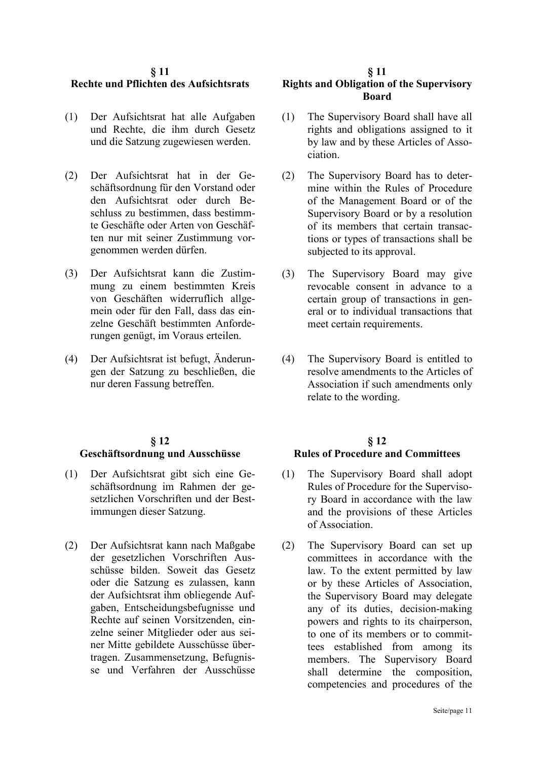## § 11
## Rechte und Pflichten des Aufsichtsrats

(1) Der Aufsichtsrat hat alle Aufgaben und Rechte, die ihm durch Gesetz und die Satzung zugewiesen werden.

(2) Der Aufsichtsrat hat in der Geschäftsordnung für den Vorstand oder den Aufsichtsrat oder durch Beschluss zu bestimmen, dass bestimmte Geschäfte oder Arten von Geschäften nur mit seiner Zustimmung vorgenommen werden dürfen.

(3) Der Aufsichtsrat kann die Zustimmung zu einem bestimmten Kreis von Geschäften widerruflich allgemein oder für den Fall, dass das einzelne Geschäft bestimmten Anforderungen genügt, im Voraus erteilen.

(4) Der Aufsichtsrat ist befugt, Änderungen der Satzung zu beschließen, die nur deren Fassung betreffen.

## § 11
## Rights and Obligation of the Supervisory Board

(1) The Supervisory Board shall have all rights and obligations assigned to it by law and by these Articles of Association.

(2) The Supervisory Board has to determine within the Rules of Procedure of the Management Board or of the Supervisory Board or by a resolution of its members that certain transactions or types of transactions shall be subjected to its approval.

(3) The Supervisory Board may give revocable consent in advance to a certain group of transactions in general or to individual transactions that meet certain requirements.

(4) The Supervisory Board is entitled to resolve amendments to the Articles of Association if such amendments only relate to the wording.

## § 12
## Geschäftsordnung und Ausschüsse

(1) Der Aufsichtsrat gibt sich eine Geschäftsordnung im Rahmen der gesetzlichen Vorschriften und der Bestimmungen dieser Satzung.

(2) Der Aufsichtsrat kann nach Maßgabe der gesetzlichen Vorschriften Ausschüsse bilden. Soweit das Gesetz oder die Satzung es zulassen, kann der Aufsichtsrat ihm obliegende Aufgaben, Entscheidungsbefugnisse und Rechte auf seinen Vorsitzenden, einzelne seiner Mitglieder oder aus seiner Mitte gebildete Ausschüsse übertragen. Zusammensetzung, Befugnisse und Verfahren der Ausschüsse

## § 12
## Rules of Procedure and Committees

(1) The Supervisory Board shall adopt Rules of Procedure for the Supervisory Board in accordance with the law and the provisions of these Articles of Association.

(2) The Supervisory Board can set up committees in accordance with the law. To the extent permitted by law or by these Articles of Association, the Supervisory Board may delegate any of its duties, decision-making powers and rights to its chairperson, to one of its members or to committees established from among its members. The Supervisory Board shall determine the composition, competencies and procedures of the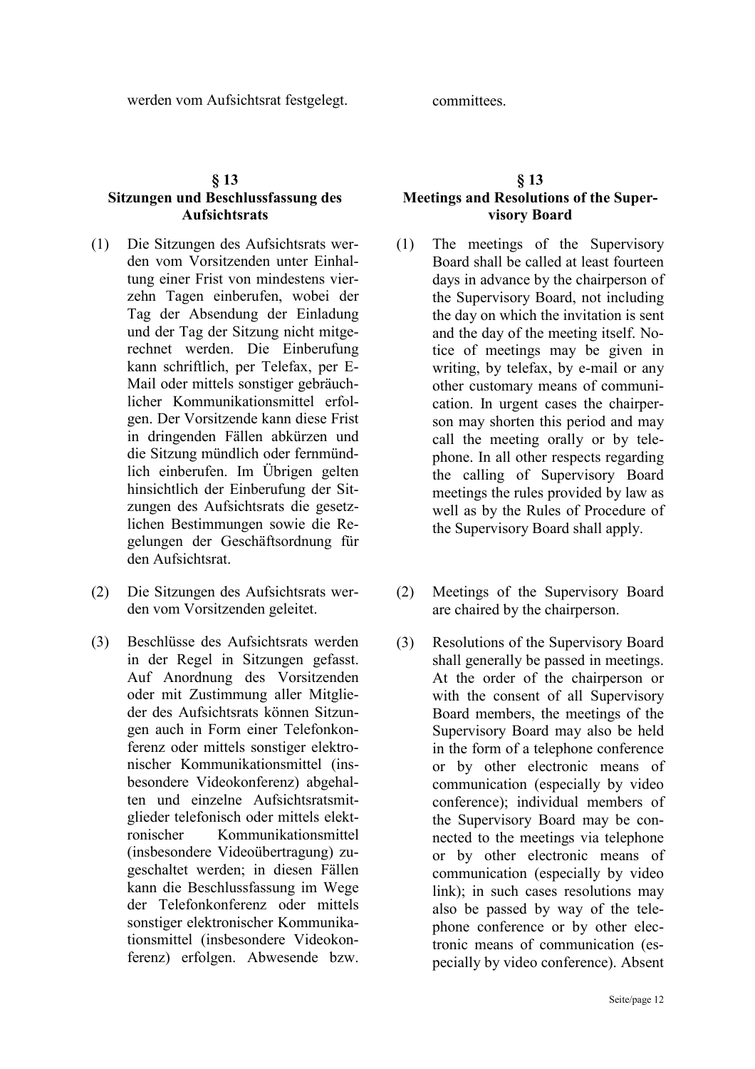werden vom Aufsichtsrat festgelegt.

committees.

## § 13 Sitzungen und Beschlussfassung des Aufsichtsrats

(1) Die Sitzungen des Aufsichtsrats werden vom Vorsitzenden unter Einhaltung einer Frist von mindestens vierzehn Tagen einberufen, wobei der Tag der Absendung der Einladung und der Tag der Sitzung nicht mitgerechnet werden. Die Einberufung kann schriftlich, per Telefax, per E-Mail oder mittels sonstiger gebräuchlicher Kommunikationsmittel erfolgen. Der Vorsitzende kann diese Frist in dringenden Fällen abkürzen und die Sitzung mündlich oder fernmündlich einberufen. Im Übrigen gelten hinsichtlich der Einberufung der Sitzungen des Aufsichtsrats die gesetzlichen Bestimmungen sowie die Regelungen der Geschäftsordnung für den Aufsichtsrat.

(2) Die Sitzungen des Aufsichtsrats werden vom Vorsitzenden geleitet.

(3) Beschlüsse des Aufsichtsrats werden in der Regel in Sitzungen gefasst. Auf Anordnung des Vorsitzenden oder mit Zustimmung aller Mitglieder des Aufsichtsrats können Sitzungen auch in Form einer Telefonkonferenz oder mittels sonstiger elektronischer Kommunikationsmittel (insbesondere Videokonferenz) abgehalten und einzelne Aufsichtsratsmitglieder telefonisch oder mittels elektronischer Kommunikationsmittel (insbesondere Videoübertragung) zugeschaltet werden; in diesen Fällen kann die Beschlussfassung im Wege der Telefonkonferenz oder mittels sonstiger elektronischer Kommunikationsmittel (insbesondere Videokonferenz) erfolgen. Abwesende bzw.

## § 13 Meetings and Resolutions of the Supervisory Board

(1) The meetings of the Supervisory Board shall be called at least fourteen days in advance by the chairperson of the Supervisory Board, not including the day on which the invitation is sent and the day of the meeting itself. Notice of meetings may be given in writing, by telefax, by e-mail or any other customary means of communication. In urgent cases the chairperson may shorten this period and may call the meeting orally or by telephone. In all other respects regarding the calling of Supervisory Board meetings the rules provided by law as well as by the Rules of Procedure of the Supervisory Board shall apply.

(2) Meetings of the Supervisory Board are chaired by the chairperson.

(3) Resolutions of the Supervisory Board shall generally be passed in meetings. At the order of the chairperson or with the consent of all Supervisory Board members, the meetings of the Supervisory Board may also be held in the form of a telephone conference or by other electronic means of communication (especially by video conference); individual members of the Supervisory Board may be connected to the meetings via telephone or by other electronic means of communication (especially by video link); in such cases resolutions may also be passed by way of the telephone conference or by other electronic means of communication (especially by video conference). Absent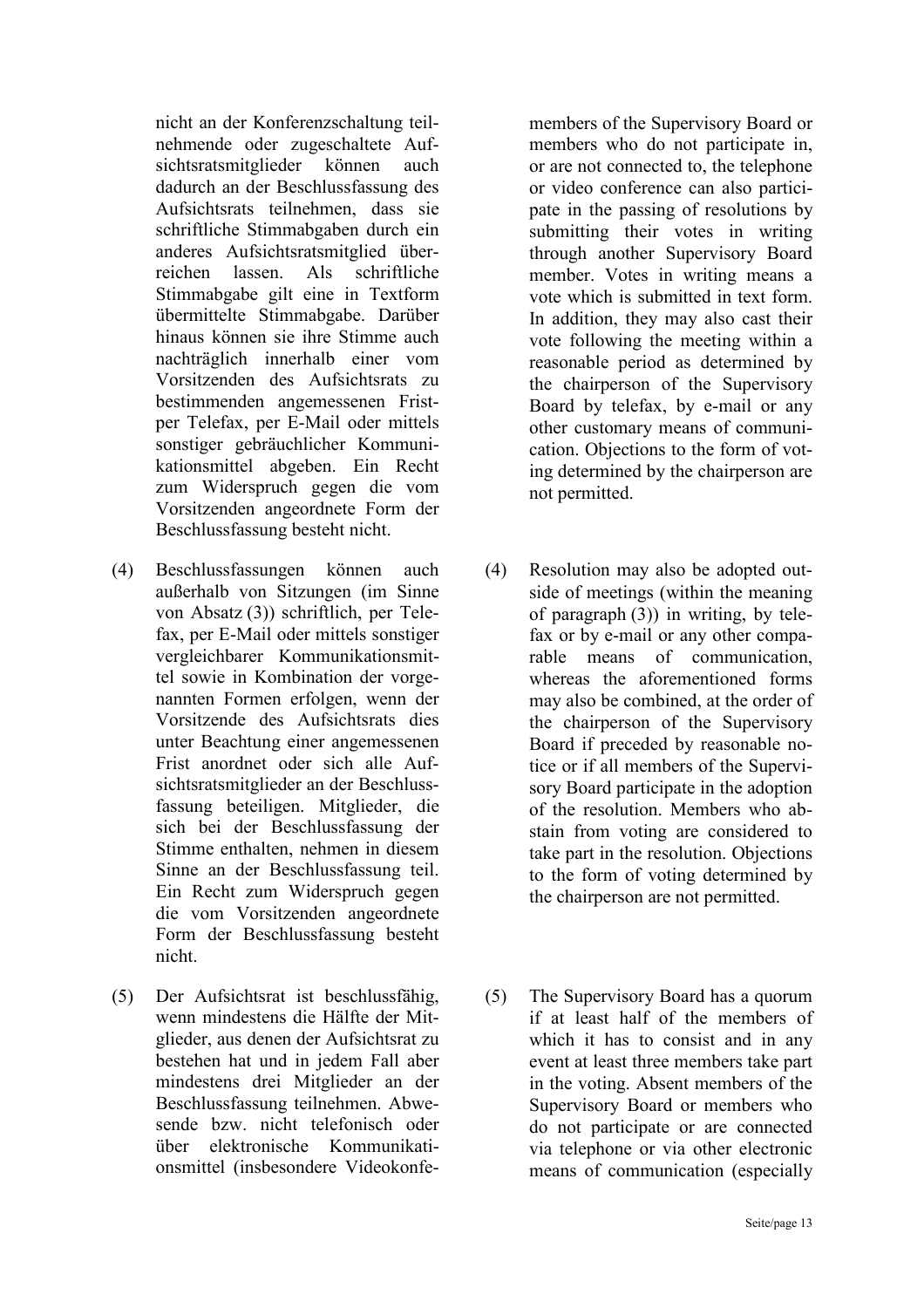nicht an der Konferenzschaltung teilnehmende oder zugeschaltete Aufsichtsratsmitglieder können auch dadurch an der Beschlussfassung des Aufsichtsrats teilnehmen, dass sie schriftliche Stimmabgaben durch ein anderes Aufsichtsratsmitglied überreichen lassen. Als schriftliche Stimmabgabe gilt eine in Textform übermittelte Stimmabgabe. Darüber hinaus können sie ihre Stimme auch nachträglich innerhalb einer vom Vorsitzenden des Aufsichtsrats zu bestimmenden angemessenen Frist per Telefax, per E-Mail oder mittels sonstiger gebräuchlicher Kommunikationsmittel abgeben. Ein Recht zum Widerspruch gegen die vom Vorsitzenden angeordnete Form der Beschlussfassung besteht nicht.

members of the Supervisory Board or members who do not participate in, or are not connected to, the telephone or video conference can also participate in the passing of resolutions by submitting their votes in writing through another Supervisory Board member. Votes in writing means a vote which is submitted in text form. In addition, they may also cast their vote following the meeting within a reasonable period as determined by the chairperson of the Supervisory Board by telefax, by e-mail or any other customary means of communication. Objections to the form of voting determined by the chairperson are not permitted.

(4) Beschlussfassungen können auch außerhalb von Sitzungen (im Sinne von Absatz (3)) schriftlich, per Telefax, per E-Mail oder mittels sonstiger vergleichbarer Kommunikationsmittel sowie in Kombination der vorgenannten Formen erfolgen, wenn der Vorsitzende des Aufsichtsrats dies unter Beachtung einer angemessenen Frist anordnet oder sich alle Aufsichtsratsmitglieder an der Beschlussfassung beteiligen. Mitglieder, die sich bei der Beschlussfassung der Stimme enthalten, nehmen in diesem Sinne an der Beschlussfassung teil. Ein Recht zum Widerspruch gegen die vom Vorsitzenden angeordnete Form der Beschlussfassung besteht nicht.

(4) Resolution may also be adopted outside of meetings (within the meaning of paragraph (3)) in writing, by telefax or by e-mail or any other comparable means of communication, whereas the aforementioned forms may also be combined, at the order of the chairperson of the Supervisory Board if preceded by reasonable notice or if all members of the Supervisory Board participate in the adoption of the resolution. Members who abstain from voting are considered to take part in the resolution. Objections to the form of voting determined by the chairperson are not permitted.

(5) Der Aufsichtsrat ist beschlussfähig, wenn mindestens die Hälfte der Mitglieder, aus denen der Aufsichtsrat zu bestehen hat und in jedem Fall aber mindestens drei Mitglieder an der Beschlussfassung teilnehmen. Abwesende bzw. nicht telefonisch oder über elektronische Kommunikationsmittel (insbesondere Videokonfe-

(5) The Supervisory Board has a quorum if at least half of the members of which it has to consist and in any event at least three members take part in the voting. Absent members of the Supervisory Board or members who do not participate or are connected via telephone or via other electronic means of communication (especially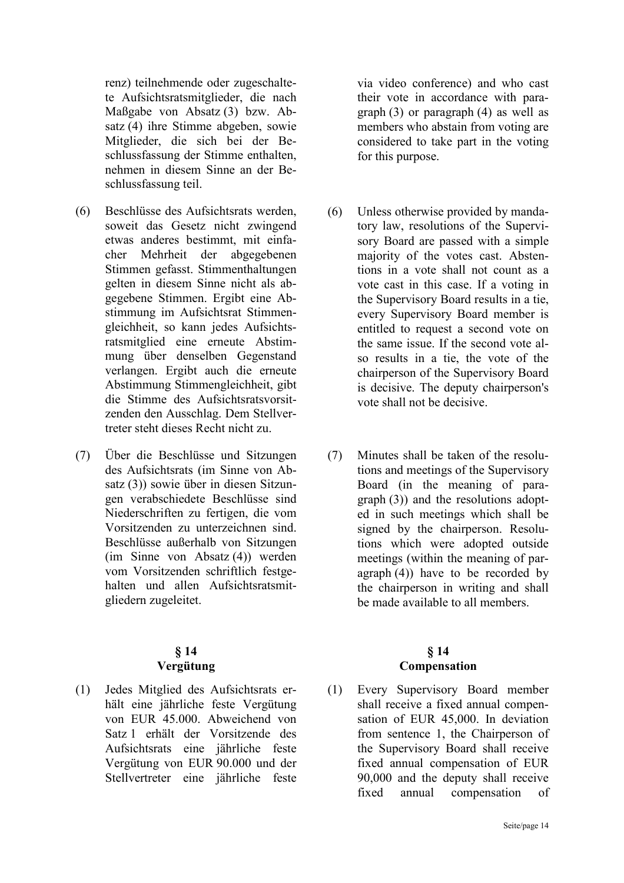renz) teilnehmende oder zugeschaltete Aufsichtsratsmitglieder, die nach Maßgabe von Absatz (3) bzw. Absatz (4) ihre Stimme abgeben, sowie Mitglieder, die sich bei der Beschlussfassung der Stimme enthalten, nehmen in diesem Sinne an der Beschlussfassung teil.

via video conference) and who cast their vote in accordance with paragraph (3) or paragraph (4) as well as members who abstain from voting are considered to take part in the voting for this purpose.

(6) Beschlüsse des Aufsichtsrats werden, soweit das Gesetz nicht zwingend etwas anderes bestimmt, mit einfacher Mehrheit der abgegebenen Stimmen gefasst. Stimmenthaltungen gelten in diesem Sinne nicht als abgegebene Stimmen. Ergibt eine Abstimmung im Aufsichtsrat Stimmengleichheit, so kann jedes Aufsichtsratsmitglied eine erneute Abstimmung über denselben Gegenstand verlangen. Ergibt auch die erneute Abstimmung Stimmengleichheit, gibt die Stimme des Aufsichtsratsvorsitzenden den Ausschlag. Dem Stellvertreter steht dieses Recht nicht zu.

(6) Unless otherwise provided by mandatory law, resolutions of the Supervisory Board are passed with a simple majority of the votes cast. Abstentions in a vote shall not count as a vote cast in this case. If a voting in the Supervisory Board results in a tie, every Supervisory Board member is entitled to request a second vote on the same issue. If the second vote also results in a tie, the vote of the chairperson of the Supervisory Board is decisive. The deputy chairperson's vote shall not be decisive.

(7) Über die Beschlüsse und Sitzungen des Aufsichtsrats (im Sinne von Absatz (3)) sowie über in diesen Sitzungen verabschiedete Beschlüsse sind Niederschriften zu fertigen, die vom Vorsitzenden zu unterzeichnen sind. Beschlüsse außerhalb von Sitzungen (im Sinne von Absatz (4)) werden vom Vorsitzenden schriftlich festgehalten und allen Aufsichtsratsmitgliedern zugeleitet.

(7) Minutes shall be taken of the resolutions and meetings of the Supervisory Board (in the meaning of paragraph (3)) and the resolutions adopted in such meetings which shall be signed by the chairperson. Resolutions which were adopted outside meetings (within the meaning of paragraph (4)) have to be recorded by the chairperson in writing and shall be made available to all members.

## § 14
## Vergütung

## § 14
## Compensation

(1) Jedes Mitglied des Aufsichtsrats erhält eine jährliche feste Vergütung von EUR 45.000. Abweichend von Satz 1 erhält der Vorsitzende des Aufsichtsrats eine jährliche feste Vergütung von EUR 90.000 und der Stellvertreter eine jährliche feste

(1) Every Supervisory Board member shall receive a fixed annual compensation of EUR 45,000. In deviation from sentence 1, the Chairperson of the Supervisory Board shall receive fixed annual compensation of EUR 90,000 and the deputy shall receive fixed annual compensation of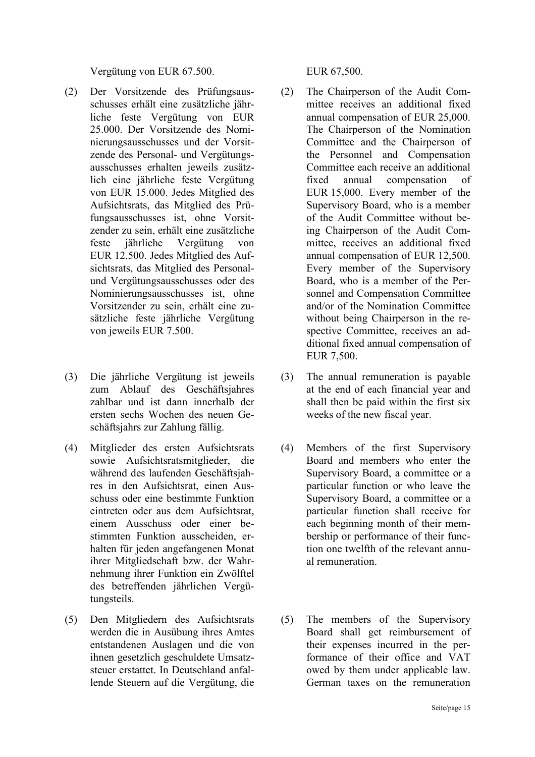Vergütung von EUR 67.500.

EUR 67,500.

(2) Der Vorsitzende des Prüfungsausschusses erhält eine zusätzliche jährliche feste Vergütung von EUR 25.000. Der Vorsitzende des Nominierungsausschusses und der Vorsitzende des Personal- und Vergütungsausschusses erhalten jeweils zusätzlich eine jährliche feste Vergütung von EUR 15.000. Jedes Mitglied des Aufsichtsrats, das Mitglied des Prüfungsausschusses ist, ohne Vorsitzender zu sein, erhält eine zusätzliche feste jährliche Vergütung von EUR 12.500. Jedes Mitglied des Aufsichtsrats, das Mitglied des Personal- und Vergütungsausschusses oder des Nominierungsausschusses ist, ohne Vorsitzender zu sein, erhält eine zusätzliche feste jährliche Vergütung von jeweils EUR 7.500.

(2) The Chairperson of the Audit Committee receives an additional fixed annual compensation of EUR 25,000. The Chairperson of the Nomination Committee and the Chairperson of the Personnel and Compensation Committee each receive an additional fixed annual compensation of EUR 15,000. Every member of the Supervisory Board, who is a member of the Audit Committee without being Chairperson of the Audit Committee, receives an additional fixed annual compensation of EUR 12,500. Every member of the Supervisory Board, who is a member of the Personnel and Compensation Committee and/or of the Nomination Committee without being Chairperson in the respective Committee, receives an additional fixed annual compensation of EUR 7,500.

(3) Die jährliche Vergütung ist jeweils zum Ablauf des Geschäftsjahres zahlbar und ist dann innerhalb der ersten sechs Wochen des neuen Geschäftsjahrs zur Zahlung fällig.

(3) The annual remuneration is payable at the end of each financial year and shall then be paid within the first six weeks of the new fiscal year.

(4) Mitglieder des ersten Aufsichtsrats sowie Aufsichtsratsmitglieder, die während des laufenden Geschäftsjahres in den Aufsichtsrat, einen Ausschuss oder eine bestimmte Funktion eintreten oder aus dem Aufsichtsrat, einem Ausschuss oder einer bestimmten Funktion ausscheiden, erhalten für jeden angefangenen Monat ihrer Mitgliedschaft bzw. der Wahrnehmung ihrer Funktion ein Zwölftel des betreffenden jährlichen Vergütungsteils.

(4) Members of the first Supervisory Board and members who enter the Supervisory Board, a committee or a particular function or who leave the Supervisory Board, a committee or a particular function shall receive for each beginning month of their membership or performance of their function one twelfth of the relevant annual remuneration.

(5) Den Mitgliedern des Aufsichtsrats werden die in Ausübung ihres Amtes entstandenen Auslagen und die von ihnen gesetzlich geschuldete Umsatzsteuer erstattet. In Deutschland anfallende Steuern auf die Vergütung, die

(5) The members of the Supervisory Board shall get reimbursement of their expenses incurred in the performance of their office and VAT owed by them under applicable law. German taxes on the remuneration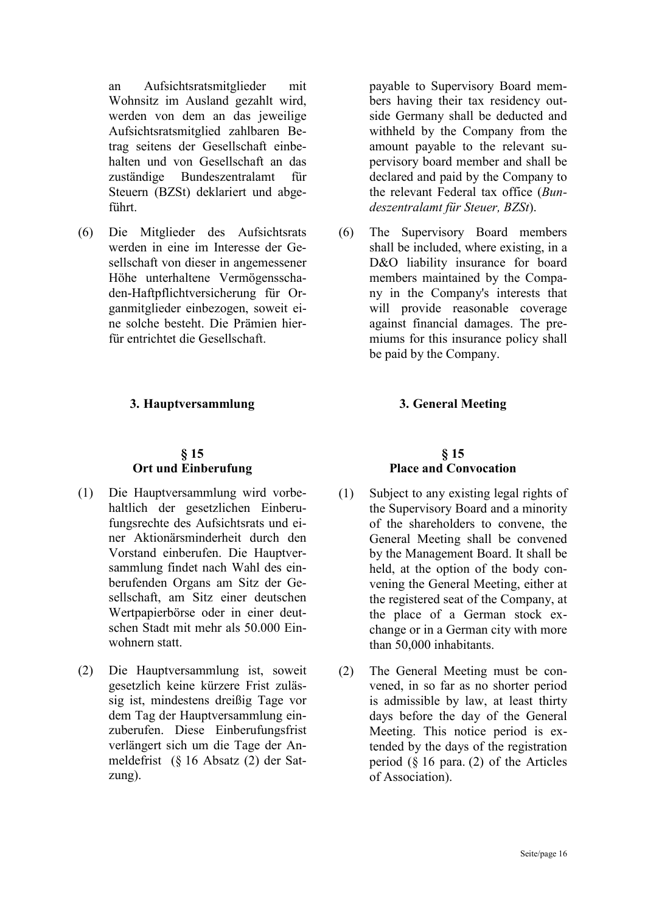an Aufsichtsratsmitglieder mit Wohnsitz im Ausland gezahlt wird, werden von dem an das jeweilige Aufsichtsratsmitglied zahlbaren Betrag seitens der Gesellschaft einbehalten und von Gesellschaft an das zuständige Bundeszentralamt für Steuern (BZSt) deklariert und abgeführt.

payable to Supervisory Board members having their tax residency outside Germany shall be deducted and withheld by the Company from the amount payable to the relevant supervisory board member and shall be declared and paid by the Company to the relevant Federal tax office (*Bundeszentralamt für Steuer, BZSt*).

(6) Die Mitglieder des Aufsichtsrats werden in eine im Interesse der Gesellschaft von dieser in angemessener Höhe unterhaltene Vermögensschaden-Haftpflichtversicherung für Organmitglieder einbezogen, soweit eine solche besteht. Die Prämien hierfür entrichtet die Gesellschaft.

(6) The Supervisory Board members shall be included, where existing, in a D&O liability insurance for board members maintained by the Company in the Company's interests that will provide reasonable coverage against financial damages. The premiums for this insurance policy shall be paid by the Company.

## 3. Hauptversammlung

## 3. General Meeting

### § 15 Ort und Einberufung

### § 15 Place and Convocation

(1) Die Hauptversammlung wird vorbehaltlich der gesetzlichen Einberufungsrechte des Aufsichtsrats und einer Aktionärsminderheit durch den Vorstand einberufen. Die Hauptversammlung findet nach Wahl des einberufenden Organs am Sitz der Gesellschaft, am Sitz einer deutschen Wertpapierbörse oder in einer deutschen Stadt mit mehr als 50.000 Einwohnern statt.

(1) Subject to any existing legal rights of the Supervisory Board and a minority of the shareholders to convene, the General Meeting shall be convened by the Management Board. It shall be held, at the option of the body convening the General Meeting, either at the registered seat of the Company, at the place of a German stock exchange or in a German city with more than 50,000 inhabitants.

(2) Die Hauptversammlung ist, soweit gesetzlich keine kürzere Frist zulässig ist, mindestens dreißig Tage vor dem Tag der Hauptversammlung einzuberufen. Diese Einberufungsfrist verlängert sich um die Tage der Anmeldefrist (§ 16 Absatz (2) der Satzung).

(2) The General Meeting must be convened, in so far as no shorter period is admissible by law, at least thirty days before the day of the General Meeting. This notice period is extended by the days of the registration period (§ 16 para. (2) of the Articles of Association).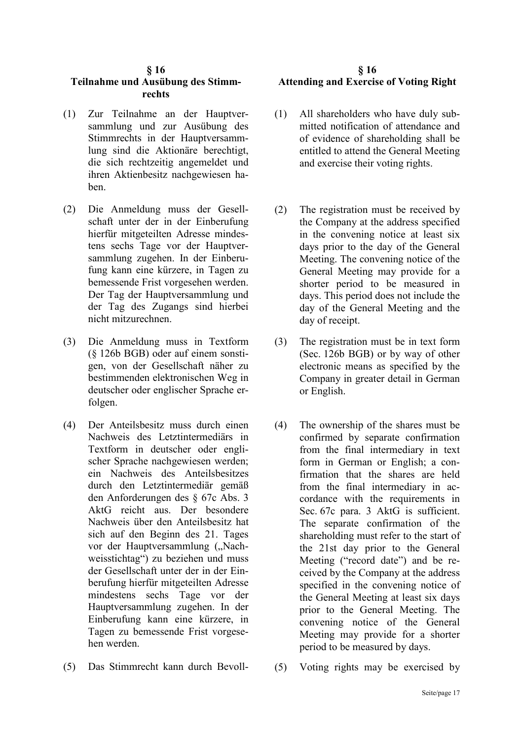## § 16
## Teilnahme und Ausübung des Stimmrechts

(1) Zur Teilnahme an der Hauptversammlung und zur Ausübung des Stimmrechts in der Hauptversammlung sind die Aktionäre berechtigt, die sich rechtzeitig angemeldet und ihren Aktienbesitz nachgewiesen haben.

(2) Die Anmeldung muss der Gesellschaft unter der in der Einberufung hierfür mitgeteilten Adresse mindestens sechs Tage vor der Hauptversammlung zugehen. In der Einberufung kann eine kürzere, in Tagen zu bemessende Frist vorgesehen werden. Der Tag der Hauptversammlung und der Tag des Zugangs sind hierbei nicht mitzurechnen.

(3) Die Anmeldung muss in Textform (§ 126b BGB) oder auf einem sonstigen, von der Gesellschaft näher zu bestimmenden elektronischen Weg in deutscher oder englischer Sprache erfolgen.

(4) Der Anteilsbesitz muss durch einen Nachweis des Letztintermediärs in Textform in deutscher oder englischer Sprache nachgewiesen werden; ein Nachweis des Anteilsbesitzes durch den Letztintermediär gemäß den Anforderungen des § 67c Abs. 3 AktG reicht aus. Der besondere Nachweis über den Anteilsbesitz hat sich auf den Beginn des 21. Tages vor der Hauptversammlung („Nachweisstichtag") zu beziehen und muss der Gesellschaft unter der in der Einberufung hierfür mitgeteilten Adresse mindestens sechs Tage vor der Hauptversammlung zugehen. In der Einberufung kann eine kürzere, in Tagen zu bemessende Frist vorgesehen werden.

(5) Das Stimmrecht kann durch Bevoll-

## § 16
## Attending and Exercise of Voting Right

(1) All shareholders who have duly submitted notification of attendance and of evidence of shareholding shall be entitled to attend the General Meeting and exercise their voting rights.

(2) The registration must be received by the Company at the address specified in the convening notice at least six days prior to the day of the General Meeting. The convening notice of the General Meeting may provide for a shorter period to be measured in days. This period does not include the day of the General Meeting and the day of receipt.

(3) The registration must be in text form (Sec. 126b BGB) or by way of other electronic means as specified by the Company in greater detail in German or English.

(4) The ownership of the shares must be confirmed by separate confirmation from the final intermediary in text form in German or English; a confirmation that the shares are held from the final intermediary in accordance with the requirements in Sec. 67c para. 3 AktG is sufficient. The separate confirmation of the shareholding must refer to the start of the 21st day prior to the General Meeting ("record date") and be received by the Company at the address specified in the convening notice of the General Meeting at least six days prior to the General Meeting. The convening notice of the General Meeting may provide for a shorter period to be measured by days.

(5) Voting rights may be exercised by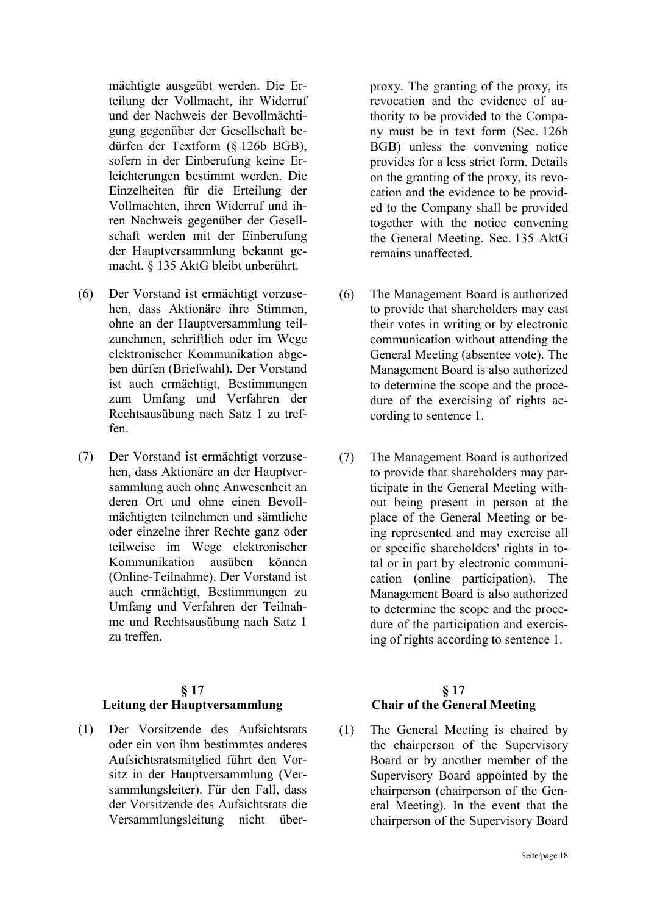mächtigte ausgeübt werden. Die Erteilung der Vollmacht, ihr Widerruf und der Nachweis der Bevollmächtigung gegenüber der Gesellschaft bedürfen der Textform (§ 126b BGB), sofern in der Einberufung keine Erleichterungen bestimmt werden. Die Einzelheiten für die Erteilung der Vollmachten, ihren Widerruf und ihren Nachweis gegenüber der Gesellschaft werden mit der Einberufung der Hauptversammlung bekannt gemacht. § 135 AktG bleibt unberührt.

(6) Der Vorstand ist ermächtigt vorzusehen, dass Aktionäre ihre Stimmen, ohne an der Hauptversammlung teilzunehmen, schriftlich oder im Wege elektronischer Kommunikation abgeben dürfen (Briefwahl). Der Vorstand ist auch ermächtigt, Bestimmungen zum Umfang und Verfahren der Rechtsausübung nach Satz 1 zu treffen.

(7) Der Vorstand ist ermächtigt vorzusehen, dass Aktionäre an der Hauptversammlung auch ohne Anwesenheit an deren Ort und ohne einen Bevollmächtigten teilnehmen und sämtliche oder einzelne ihrer Rechte ganz oder teilweise im Wege elektronischer Kommunikation ausüben können (Online-Teilnahme). Der Vorstand ist auch ermächtigt, Bestimmungen zu Umfang und Verfahren der Teilnahme und Rechtsausübung nach Satz 1 zu treffen.

### § 17
### Leitung der Hauptversammlung

(1) Der Vorsitzende des Aufsichtsrats oder ein von ihm bestimmtes anderes Aufsichtsratsmitglied führt den Vorsitz in der Hauptversammlung (Versammlungsleiter). Für den Fall, dass der Vorsitzende des Aufsichtsrats die Versammlungsleitung nicht über-

---

proxy. The granting of the proxy, its revocation and the evidence of authority to be provided to the Company must be in text form (Sec. 126b BGB) unless the convening notice provides for a less strict form. Details on the granting of the proxy, its revocation and the evidence to be provided to the Company shall be provided together with the notice convening the General Meeting. Sec. 135 AktG remains unaffected.

(6) The Management Board is authorized to provide that shareholders may cast their votes in writing or by electronic communication without attending the General Meeting (absentee vote). The Management Board is also authorized to determine the scope and the procedure of the exercising of rights according to sentence 1.

(7) The Management Board is authorized to provide that shareholders may participate in the General Meeting without being present in person at the place of the General Meeting or being represented and may exercise all or specific shareholders' rights in total or in part by electronic communication (online participation). The Management Board is also authorized to determine the scope and the procedure of the participation and exercising of rights according to sentence 1.

### § 17
### Chair of the General Meeting

(1) The General Meeting is chaired by the chairperson of the Supervisory Board or by another member of the Supervisory Board appointed by the chairperson (chairperson of the General Meeting). In the event that the chairperson of the Supervisory Board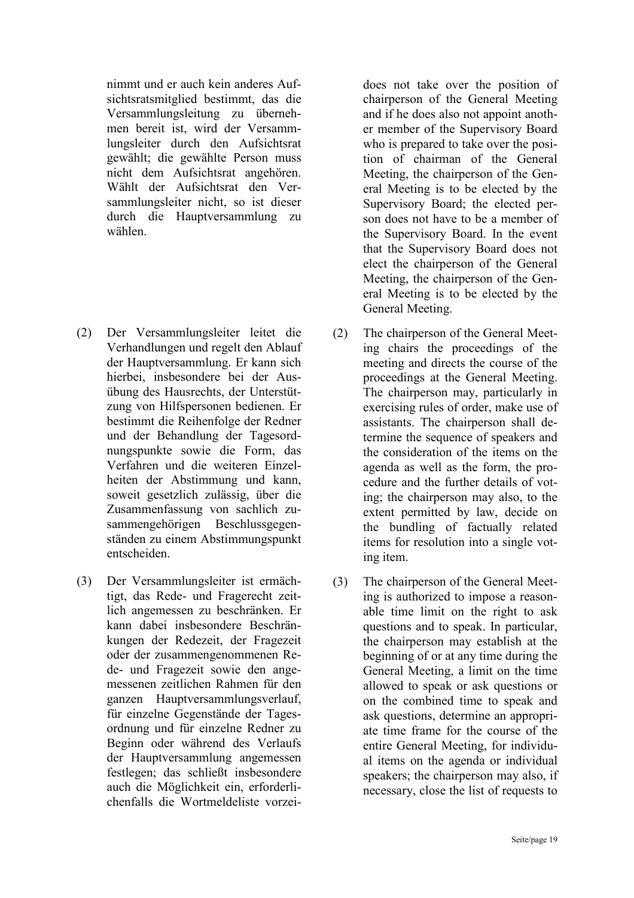nimmt und er auch kein anderes Aufsichtsratsmitglied bestimmt, das die Versammlungsleitung zu übernehmen bereit ist, wird der Versammlungsleiter durch den Aufsichtsrat gewählt; die gewählte Person muss nicht dem Aufsichtsrat angehören. Wählt der Aufsichtsrat den Versammlungsleiter nicht, so ist dieser durch die Hauptversammlung zu wählen.

does not take over the position of chairperson of the General Meeting and if he does also not appoint another member of the Supervisory Board who is prepared to take over the position of chairman of the General Meeting, the chairperson of the General Meeting is to be elected by the Supervisory Board; the elected person does not have to be a member of the Supervisory Board. In the event that the Supervisory Board does not elect the chairperson of the General Meeting, the chairperson of the General Meeting is to be elected by the General Meeting.

(2) Der Versammlungsleiter leitet die Verhandlungen und regelt den Ablauf der Hauptversammlung. Er kann sich hierbei, insbesondere bei der Ausübung des Hausrechts, der Unterstützung von Hilfspersonen bedienen. Er bestimmt die Reihenfolge der Redner und der Behandlung der Tagesordnungspunkte sowie die Form, das Verfahren und die weiteren Einzelheiten der Abstimmung und kann, soweit gesetzlich zulässig, über die Zusammenfassung von sachlich zusammengehörigen Beschlussgegenständen zu einem Abstimmungspunkt entscheiden.

(2) The chairperson of the General Meeting chairs the proceedings of the meeting and directs the course of the proceedings at the General Meeting. The chairperson may, particularly in exercising rules of order, make use of assistants. The chairperson shall determine the sequence of speakers and the consideration of the items on the agenda as well as the form, the procedure and the further details of voting; the chairperson may also, to the extent permitted by law, decide on the bundling of factually related items for resolution into a single voting item.

(3) Der Versammlungsleiter ist ermächtigt, das Rede- und Fragerecht zeitlich angemessen zu beschränken. Er kann dabei insbesondere Beschränkungen der Redezeit, der Fragezeit oder der zusammengenommenen Rede- und Fragezeit sowie den angemessenen zeitlichen Rahmen für den ganzen Hauptversammlungsverlauf, für einzelne Gegenstände der Tagesordnung und für einzelne Redner zu Beginn oder während des Verlaufs der Hauptversammlung angemessen festlegen; das schließt insbesondere auch die Möglichkeit ein, erforderlichenfalls die Wortmeldeliste vorzei-

(3) The chairperson of the General Meeting is authorized to impose a reasonable time limit on the right to ask questions and to speak. In particular, the chairperson may establish at the beginning of or at any time during the General Meeting, a limit on the time allowed to speak or ask questions or on the combined time to speak and ask questions, determine an appropriate time frame for the course of the entire General Meeting, for individual items on the agenda or individual speakers; the chairperson may also, if necessary, close the list of requests to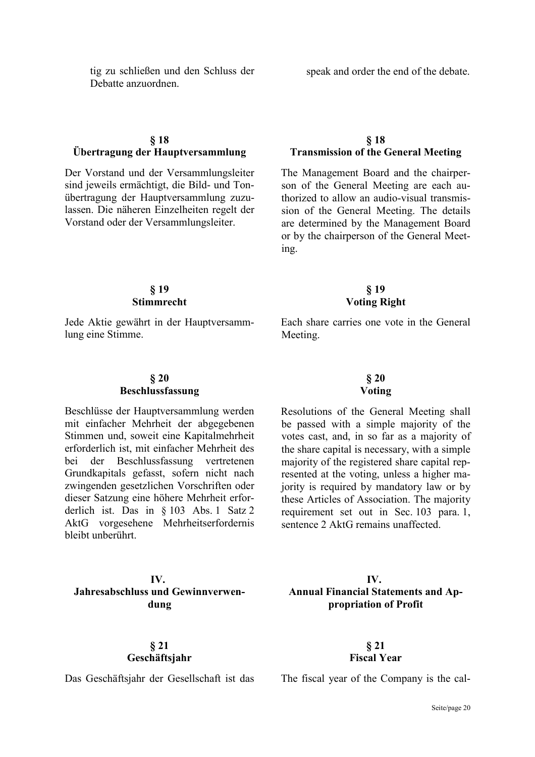tig zu schließen und den Schluss der Debatte anzuordnen.

speak and order the end of the debate.

### § 18 Übertragung der Hauptversammlung

Der Vorstand und der Versammlungsleiter sind jeweils ermächtigt, die Bild- und Tonübertragung der Hauptversammlung zuzulassen. Die näheren Einzelheiten regelt der Vorstand oder der Versammlungsleiter.

### § 18 Transmission of the General Meeting

The Management Board and the chairperson of the General Meeting are each authorized to allow an audio-visual transmission of the General Meeting. The details are determined by the Management Board or by the chairperson of the General Meeting.

### § 19 Stimmrecht

Jede Aktie gewährt in der Hauptversammlung eine Stimme.

### § 19 Voting Right

Each share carries one vote in the General Meeting.

### § 20 Beschlussfassung

Beschlüsse der Hauptversammlung werden mit einfacher Mehrheit der abgegebenen Stimmen und, soweit eine Kapitalmehrheit erforderlich ist, mit einfacher Mehrheit des bei der Beschlussfassung vertretenen Grundkapitals gefasst, sofern nicht nach zwingenden gesetzlichen Vorschriften oder dieser Satzung eine höhere Mehrheit erforderlich ist. Das in § 103 Abs. 1 Satz 2 AktG vorgesehene Mehrheitserfordernis bleibt unberührt.

### § 20 Voting

Resolutions of the General Meeting shall be passed with a simple majority of the votes cast, and, in so far as a majority of the share capital is necessary, with a simple majority of the registered share capital represented at the voting, unless a higher majority is required by mandatory law or by these Articles of Association. The majority requirement set out in Sec. 103 para. 1, sentence 2 AktG remains unaffected.

## IV. Jahresabschluss und Gewinnverwendung

## IV. Annual Financial Statements and Appropriation of Profit

### § 21 Geschäftsjahr

Das Geschäftsjahr der Gesellschaft ist das

### § 21 Fiscal Year

The fiscal year of the Company is the cal-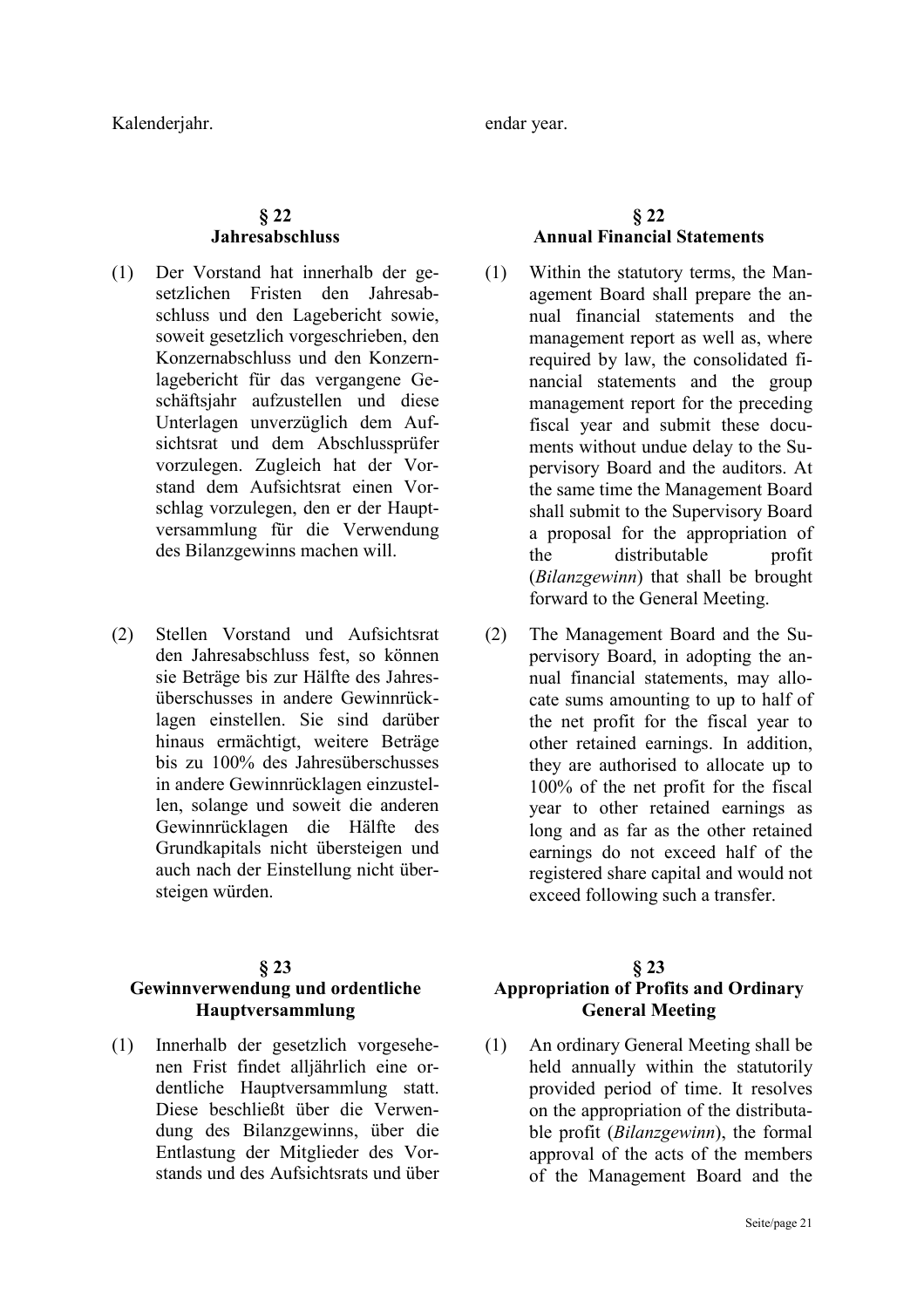Kalenderjahr.

endar year.

## § 22 Jahresabschluss

(1) Der Vorstand hat innerhalb der gesetzlichen Fristen den Jahresabschluss und den Lagebericht sowie, soweit gesetzlich vorgeschrieben, den Konzernabschluss und den Konzernlagebericht für das vergangene Geschäftsjahr aufzustellen und diese Unterlagen unverzüglich dem Aufsichtsrat und dem Abschlussprüfer vorzulegen. Zugleich hat der Vorstand dem Aufsichtsrat einen Vorschlag vorzulegen, den er der Hauptversammlung für die Verwendung des Bilanzgewinns machen will.

(2) Stellen Vorstand und Aufsichtsrat den Jahresabschluss fest, so können sie Beträge bis zur Hälfte des Jahresüberschusses in andere Gewinnrücklagen einstellen. Sie sind darüber hinaus ermächtigt, weitere Beträge bis zu 100% des Jahresüberschusses in andere Gewinnrücklagen einzustellen, solange und soweit die anderen Gewinnrücklagen die Hälfte des Grundkapitals nicht übersteigen und auch nach der Einstellung nicht übersteigen würden.

## § 22 Annual Financial Statements

(1) Within the statutory terms, the Management Board shall prepare the annual financial statements and the management report as well as, where required by law, the consolidated financial statements and the group management report for the preceding fiscal year and submit these documents without undue delay to the Supervisory Board and the auditors. At the same time the Management Board shall submit to the Supervisory Board a proposal for the appropriation of the distributable profit (*Bilanzgewinn*) that shall be brought forward to the General Meeting.

(2) The Management Board and the Supervisory Board, in adopting the annual financial statements, may allocate sums amounting to up to half of the net profit for the fiscal year to other retained earnings. In addition, they are authorised to allocate up to 100% of the net profit for the fiscal year to other retained earnings as long and as far as the other retained earnings do not exceed half of the registered share capital and would not exceed following such a transfer.

## § 23 Gewinnverwendung und ordentliche Hauptversammlung

(1) Innerhalb der gesetzlich vorgesehenen Frist findet alljährlich eine ordentliche Hauptversammlung statt. Diese beschließt über die Verwendung des Bilanzgewinns, über die Entlastung der Mitglieder des Vorstands und des Aufsichtsrats und über

## § 23 Appropriation of Profits and Ordinary General Meeting

(1) An ordinary General Meeting shall be held annually within the statutorily provided period of time. It resolves on the appropriation of the distributable profit (*Bilanzgewinn*), the formal approval of the acts of the members of the Management Board and the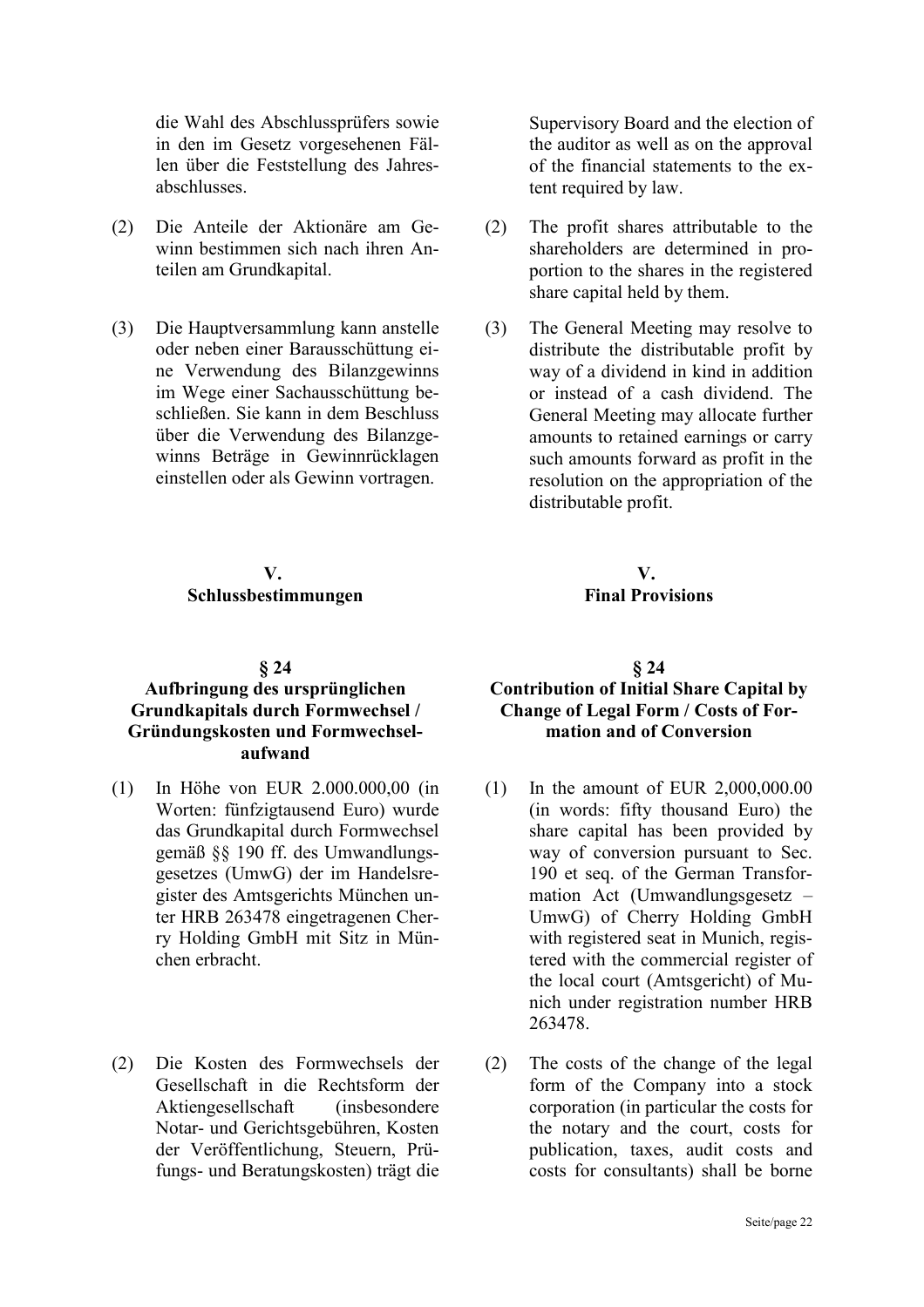die Wahl des Abschlussprüfers sowie in den im Gesetz vorgesehenen Fällen über die Feststellung des Jahresabschlusses.

Supervisory Board and the election of the auditor as well as on the approval of the financial statements to the extent required by law.

(2) Die Anteile der Aktionäre am Gewinn bestimmen sich nach ihren Anteilen am Grundkapital.

(2) The profit shares attributable to the shareholders are determined in proportion to the shares in the registered share capital held by them.

(3) Die Hauptversammlung kann anstelle oder neben einer Barausschüttung eine Verwendung des Bilanzgewinns im Wege einer Sachausschüttung beschließen. Sie kann in dem Beschluss über die Verwendung des Bilanzgewinns Beträge in Gewinnrücklagen einstellen oder als Gewinn vortragen.

(3) The General Meeting may resolve to distribute the distributable profit by way of a dividend in kind in addition or instead of a cash dividend. The General Meeting may allocate further amounts to retained earnings or carry such amounts forward as profit in the resolution on the appropriation of the distributable profit.

## V. Schlussbestimmungen

## V. Final Provisions

### § 24 Aufbringung des ursprünglichen Grundkapitals durch Formwechsel / Gründungskosten und Formwechselaufwand

### § 24 Contribution of Initial Share Capital by Change of Legal Form / Costs of Formation and of Conversion

(1) In Höhe von EUR 2.000.000,00 (in Worten: fünfzigtausend Euro) wurde das Grundkapital durch Formwechsel gemäß §§ 190 ff. des Umwandlungsgesetzes (UmwG) der im Handelsregister des Amtsgerichts München unter HRB 263478 eingetragenen Cherry Holding GmbH mit Sitz in München erbracht.

(1) In the amount of EUR 2,000,000.00 (in words: fifty thousand Euro) the share capital has been provided by way of conversion pursuant to Sec. 190 et seq. of the German Transformation Act (Umwandlungsgesetz – UmwG) of Cherry Holding GmbH with registered seat in Munich, registered with the commercial register of the local court (Amtsgericht) of Munich under registration number HRB 263478.

(2) Die Kosten des Formwechsels der Gesellschaft in die Rechtsform der Aktiengesellschaft (insbesondere Notar- und Gerichtsgebühren, Kosten der Veröffentlichung, Steuern, Prüfungs- und Beratungskosten) trägt die

(2) The costs of the change of the legal form of the Company into a stock corporation (in particular the costs for the notary and the court, costs for publication, taxes, audit costs and costs for consultants) shall be borne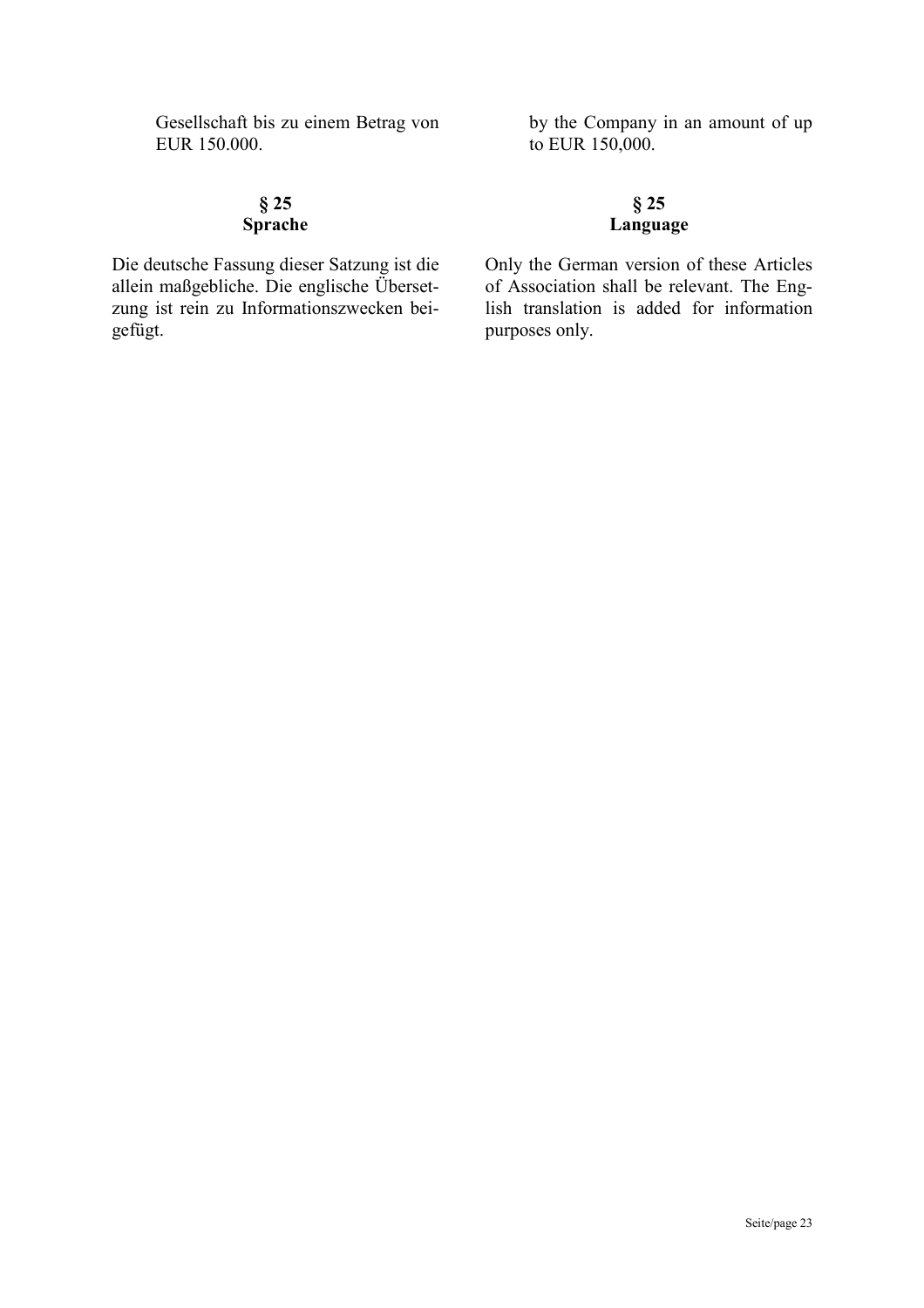Gesellschaft bis zu einem Betrag von EUR 150.000.

by the Company in an amount of up to EUR 150,000.

**§ 25**
**Sprache**

Die deutsche Fassung dieser Satzung ist die allein maßgebliche. Die englische Übersetzung ist rein zu Informationszwecken beigefügt.

**§ 25**
**Language**

Only the German version of these Articles of Association shall be relevant. The English translation is added for information purposes only.